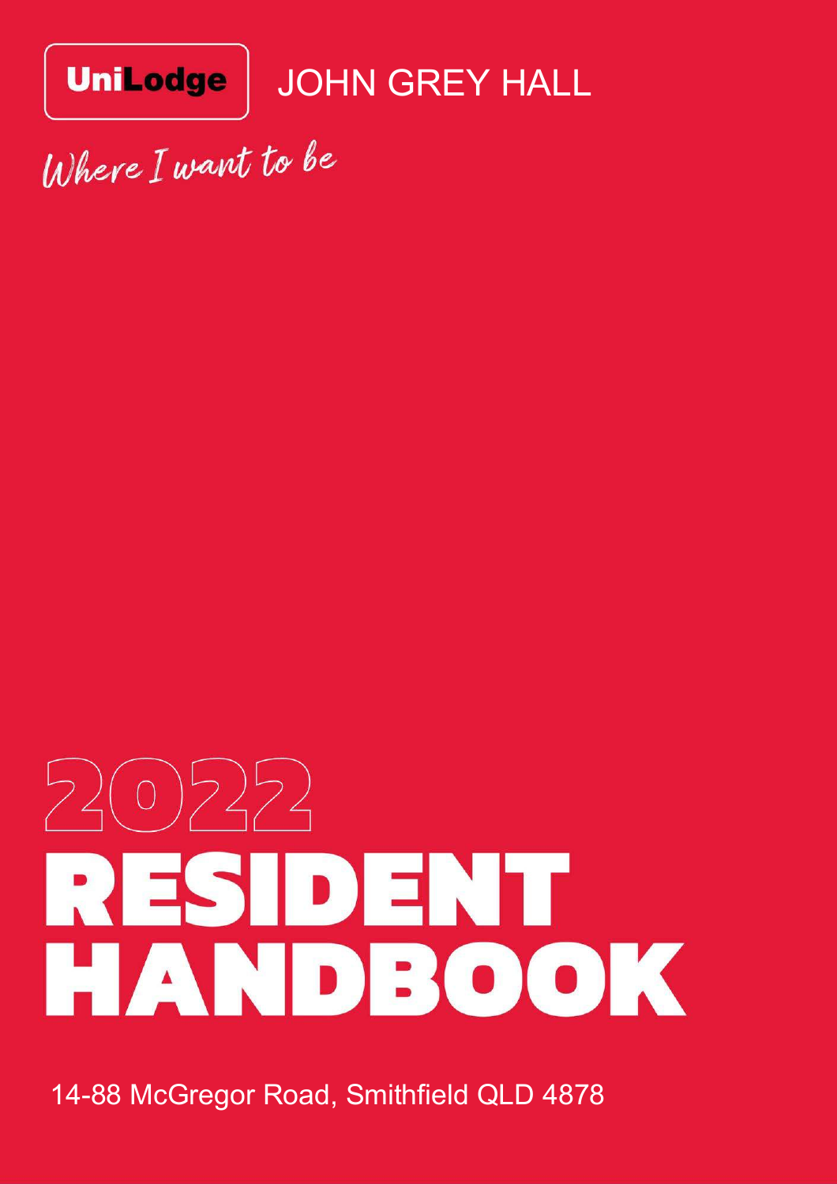UniLodge

# JOHN GREY HALL

*Where I want to be*

# 2022 RESIDENT HANDBOOK

14-88 McGregor Road, Smithfield QLD 4878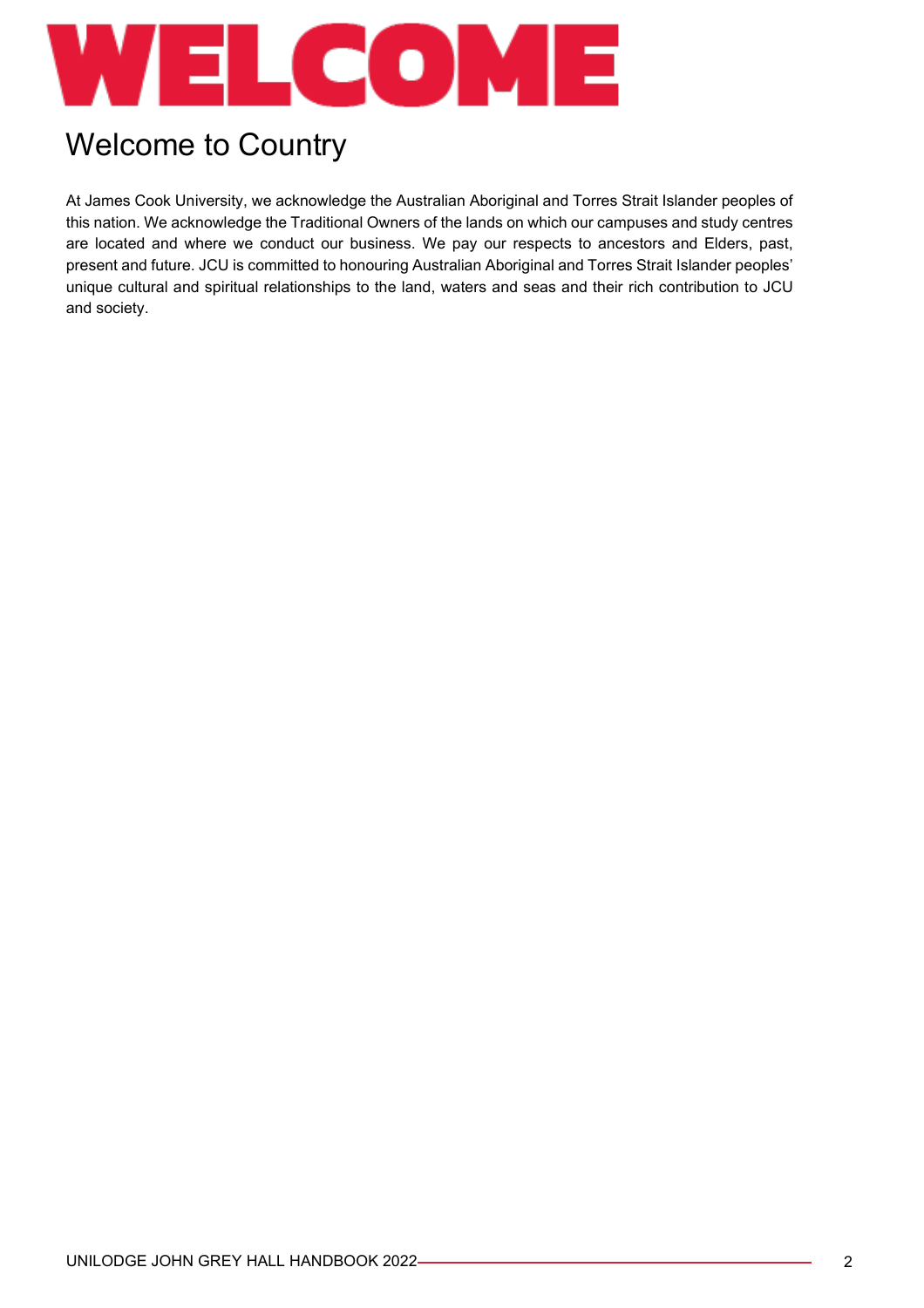# WELCOME

## Welcome to Country

At James Cook University, we acknowledge the Australian Aboriginal and Torres Strait Islander peoples of this nation. We acknowledge the Traditional Owners of the lands on which our campuses and study centres are located and where we conduct our business. We pay our respects to ancestors and Elders, past, present and future. JCU is committed to honouring Australian Aboriginal and Torres Strait Islander peoples' unique cultural and spiritual relationships to the land, waters and seas and their rich contribution to JCU and society.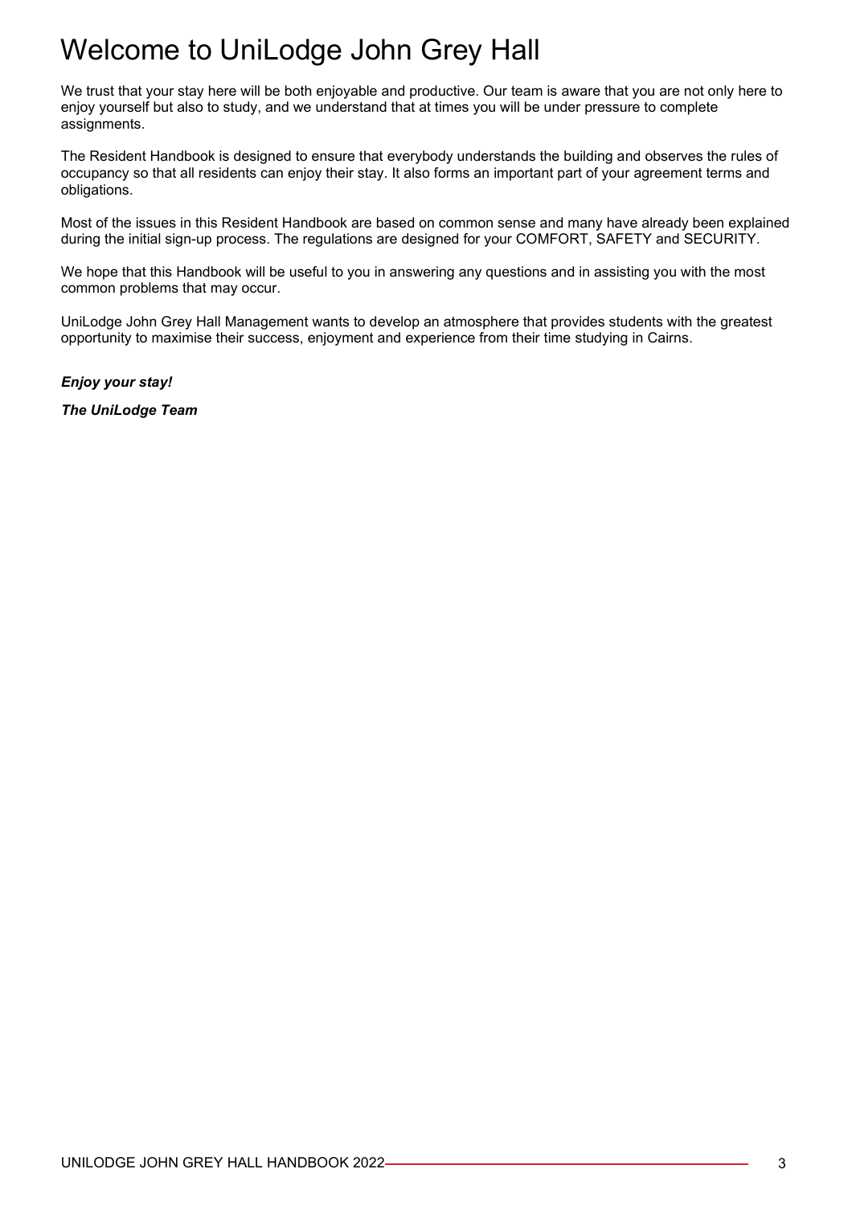# Welcome to UniLodge John Grey Hall

We trust that your stay here will be both enjoyable and productive. Our team is aware that you are not only here to enjoy yourself but also to study, and we understand that at times you will be under pressure to complete assignments.

The Resident Handbook is designed to ensure that everybody understands the building and observes the rules of occupancy so that all residents can enjoy their stay. It also forms an important part of your agreement terms and obligations.

Most of the issues in this Resident Handbook are based on common sense and many have already been explained during the initial sign-up process. The regulations are designed for your COMFORT, SAFETY and SECURITY.

We hope that this Handbook will be useful to you in answering any questions and in assisting you with the most common problems that may occur.

UniLodge John Grey Hall Management wants to develop an atmosphere that provides students with the greatest opportunity to maximise their success, enjoyment and experience from their time studying in Cairns.

***Enjoy your stay!***

***The UniLodge Team***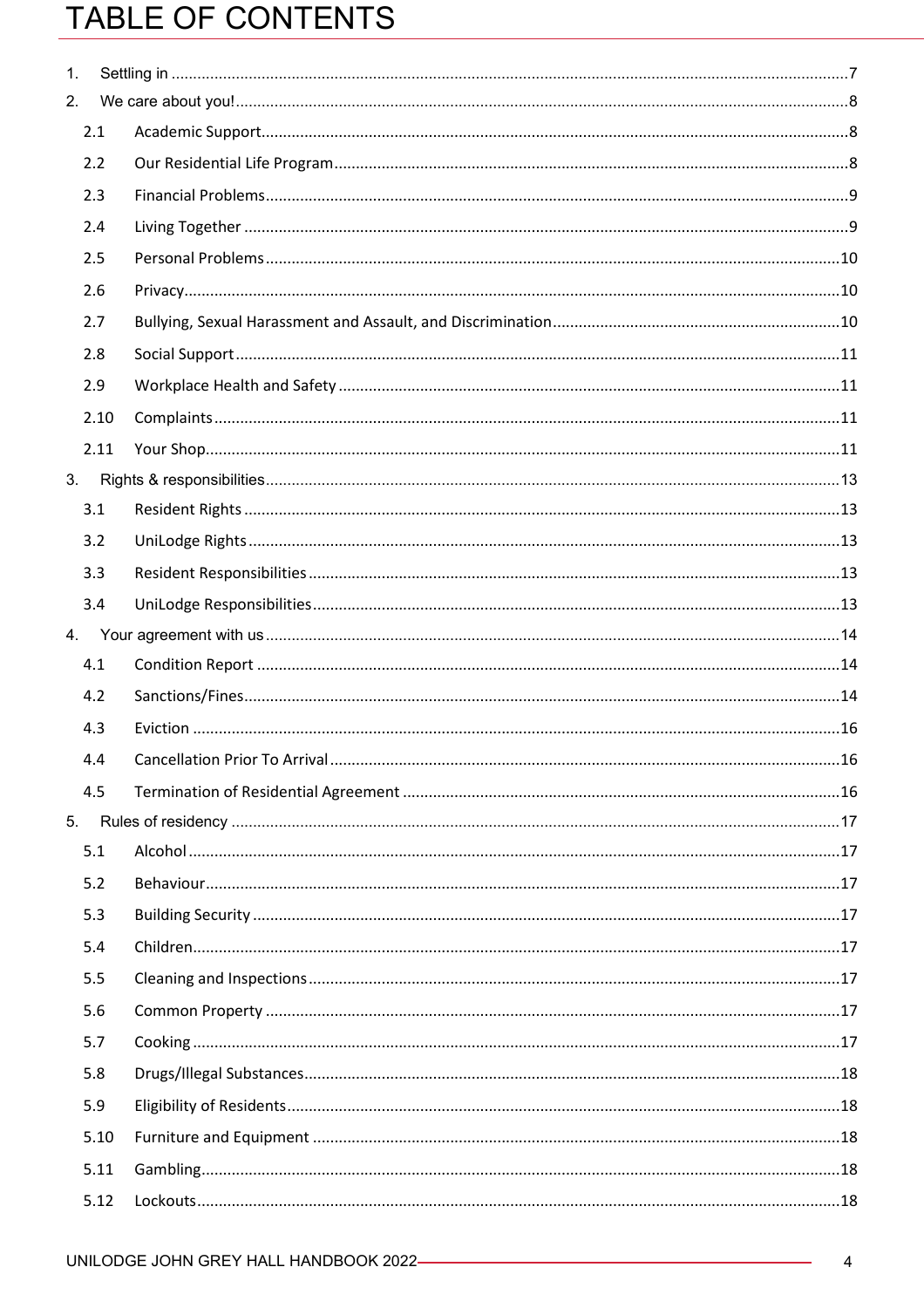# TABLE OF CONTENTS

1. Settling in ........................................................................................................................................7
2. We care about you! ..........................................................................................................................8
   - 2.1 Academic Support .......................................................................................................................8
   - 2.2 Our Residential Life Program ......................................................................................................8
   - 2.3 Financial Problems .....................................................................................................................9
   - 2.4 Living Together ..........................................................................................................................9
   - 2.5 Personal Problems ....................................................................................................................10
   - 2.6 Privacy ......................................................................................................................................10
   - 2.7 Bullying, Sexual Harassment and Assault, and Discrimination ..................................................10
   - 2.8 Social Support ...........................................................................................................................11
   - 2.9 Workplace Health and Safety ....................................................................................................11
   - 2.10 Complaints ..............................................................................................................................11
   - 2.11 Your Shop ................................................................................................................................11
3. Rights & responsibilities ..................................................................................................................13
   - 3.1 Resident Rights .........................................................................................................................13
   - 3.2 UniLodge Rights ........................................................................................................................13
   - 3.3 Resident Responsibilities ..........................................................................................................13
   - 3.4 UniLodge Responsibilities .........................................................................................................13
4. Your agreement with us ..................................................................................................................14
   - 4.1 Condition Report .......................................................................................................................14
   - 4.2 Sanctions/Fines .........................................................................................................................14
   - 4.3 Eviction .....................................................................................................................................16
   - 4.4 Cancellation Prior To Arrival .....................................................................................................16
   - 4.5 Termination of Residential Agreement ......................................................................................16
5. Rules of residency ..........................................................................................................................17
   - 5.1 Alcohol .....................................................................................................................................17
   - 5.2 Behaviour .................................................................................................................................17
   - 5.3 Building Security .......................................................................................................................17
   - 5.4 Children ....................................................................................................................................17
   - 5.5 Cleaning and Inspections ..........................................................................................................17
   - 5.6 Common Property .....................................................................................................................17
   - 5.7 Cooking ....................................................................................................................................17
   - 5.8 Drugs/Illegal Substances ...........................................................................................................18
   - 5.9 Eligibility of Residents ..............................................................................................................18
   - 5.10 Furniture and Equipment .........................................................................................................18
   - 5.11 Gambling .................................................................................................................................18
   - 5.12 Lockouts ..................................................................................................................................18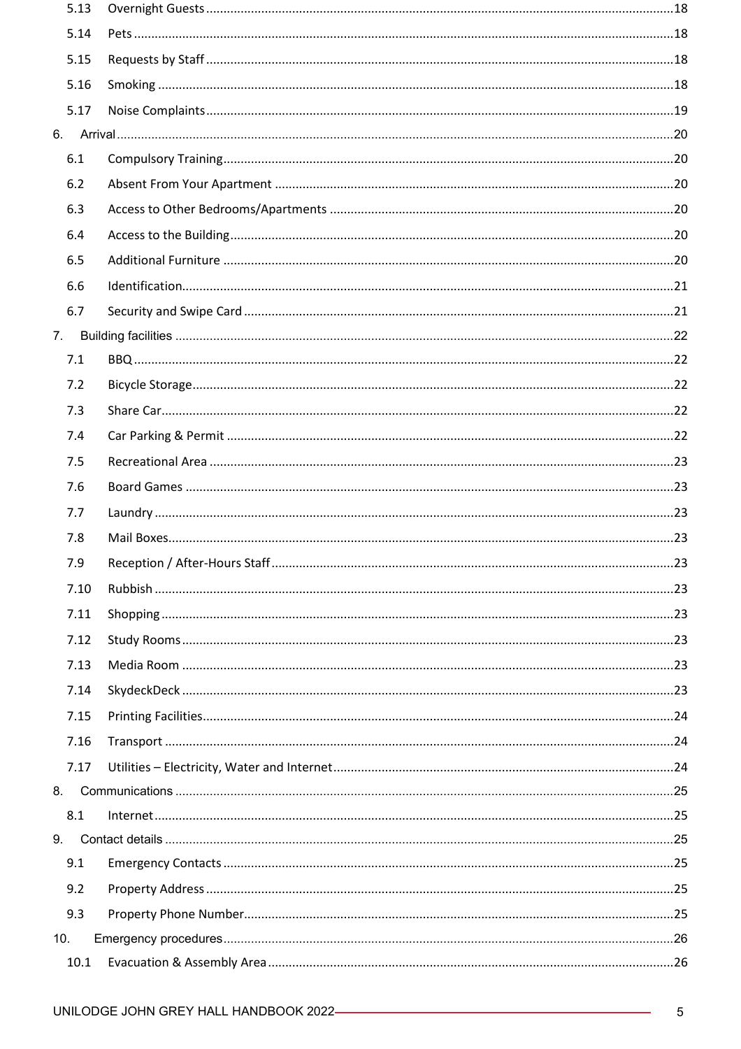5.13 Overnight Guests ........................................................................................................18

5.14 Pets .......................................................................................................................18

5.15 Requests by Staff ....................................................................................................18

5.16 Smoking ..................................................................................................................18

5.17 Noise Complaints ....................................................................................................19

6. Arrival .......................................................................................................................20

6.1 Compulsory Training .................................................................................................20

6.2 Absent From Your Apartment ....................................................................................20

6.3 Access to Other Bedrooms/Apartments .....................................................................20

6.4 Access to the Building ..............................................................................................20

6.5 Additional Furniture ..................................................................................................20

6.6 Identification ............................................................................................................21

6.7 Security and Swipe Card ...........................................................................................21

7. Building facilities ........................................................................................................22

7.1 BBQ ..........................................................................................................................22

7.2 Bicycle Storage .........................................................................................................22

7.3 Share Car .................................................................................................................22

7.4 Car Parking & Permit .................................................................................................22

7.5 Recreational Area .....................................................................................................23

7.6 Board Games ............................................................................................................23

7.7 Laundry ....................................................................................................................23

7.8 Mail Boxes ................................................................................................................23

7.9 Reception / After-Hours Staff ....................................................................................23

7.10 Rubbish ...................................................................................................................23

7.11 Shopping .................................................................................................................23

7.12 Study Rooms ...........................................................................................................23

7.13 Media Room ............................................................................................................23

7.14 SkydeckDeck ...........................................................................................................23

7.15 Printing Facilities .....................................................................................................24

7.16 Transport ................................................................................................................24

7.17 Utilities – Electricity, Water and Internet ..................................................................24

8. Communications .........................................................................................................25

8.1 Internet .....................................................................................................................25

9. Contact details .............................................................................................................25

9.1 Emergency Contacts ..................................................................................................25

9.2 Property Address .......................................................................................................25

9.3 Property Phone Number ............................................................................................25

10. Emergency procedures ...............................................................................................26

10.1 Evacuation & Assembly Area ....................................................................................26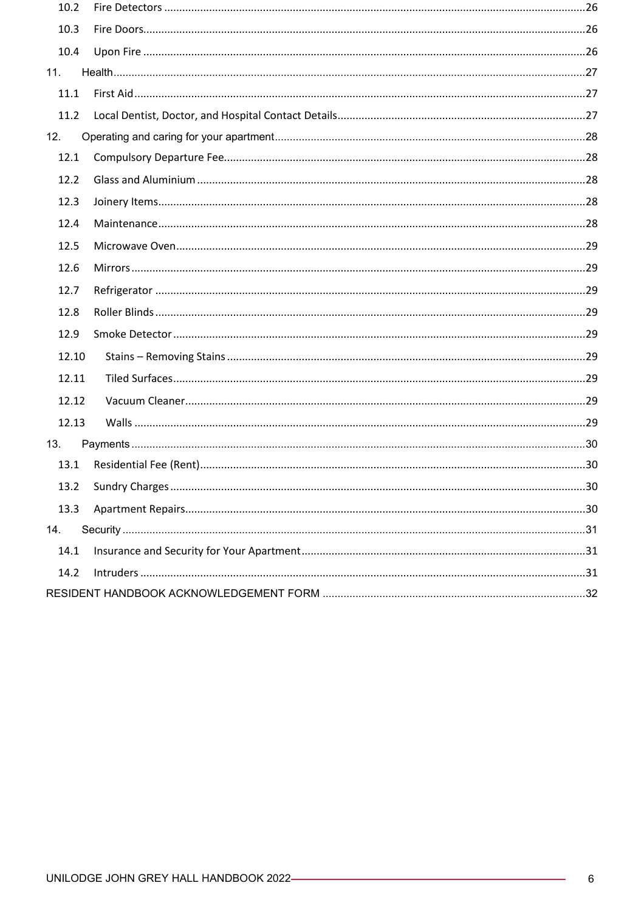- 10.2 Fire Detectors ........................................................................................................................26
- 10.3 Fire Doors...............................................................................................................................26
- 10.4 Upon Fire ...............................................................................................................................26

11. Health...........................................................................................................................................27
- 11.1 First Aid ..................................................................................................................................27
- 11.2 Local Dentist, Doctor, and Hospital Contact Details ..............................................................27

12. Operating and caring for your apartment....................................................................................28
- 12.1 Compulsory Departure Fee......................................................................................................28
- 12.2 Glass and Aluminium .............................................................................................................28
- 12.3 Joinery Items...........................................................................................................................28
- 12.4 Maintenance...........................................................................................................................28
- 12.5 Microwave Oven.....................................................................................................................29
- 12.6 Mirrors ...................................................................................................................................29
- 12.7 Refrigerator ............................................................................................................................29
- 12.8 Roller Blinds............................................................................................................................29
- 12.9 Smoke Detector ......................................................................................................................29
- 12.10 Stains – Removing Stains .....................................................................................................29
- 12.11 Tiled Surfaces.......................................................................................................................29
- 12.12 Vacuum Cleaner...................................................................................................................29
- 12.13 Walls ....................................................................................................................................29

13. Payments .....................................................................................................................................30
- 13.1 Residential Fee (Rent).............................................................................................................30
- 13.2 Sundry Charges .......................................................................................................................30
- 13.3 Apartment Repairs..................................................................................................................30

14. Security ........................................................................................................................................31
- 14.1 Insurance and Security for Your Apartment ............................................................................31
- 14.2 Intruders .................................................................................................................................31

RESIDENT HANDBOOK ACKNOWLEDGEMENT FORM ......................................................................32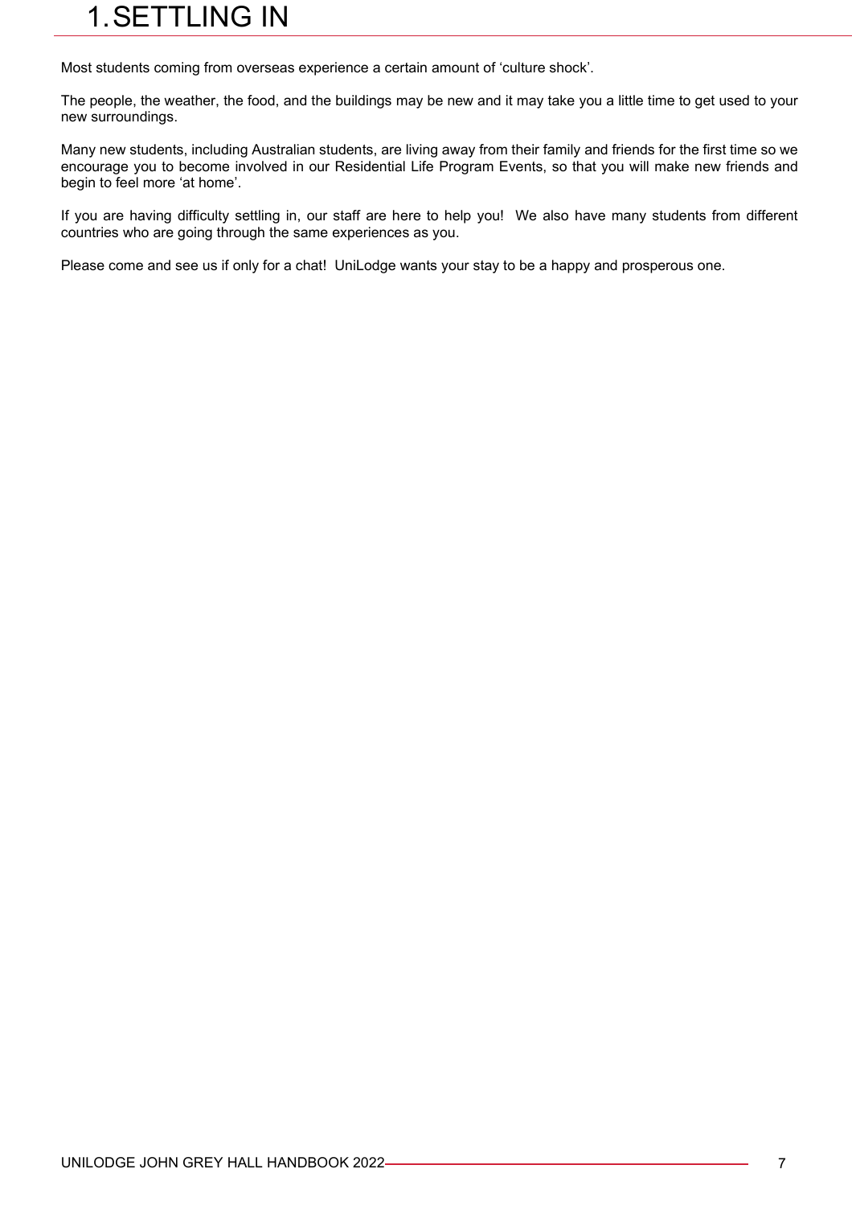# 1. SETTLING IN

Most students coming from overseas experience a certain amount of 'culture shock'.

The people, the weather, the food, and the buildings may be new and it may take you a little time to get used to your new surroundings.

Many new students, including Australian students, are living away from their family and friends for the first time so we encourage you to become involved in our Residential Life Program Events, so that you will make new friends and begin to feel more 'at home'.

If you are having difficulty settling in, our staff are here to help you! We also have many students from different countries who are going through the same experiences as you.

Please come and see us if only for a chat! UniLodge wants your stay to be a happy and prosperous one.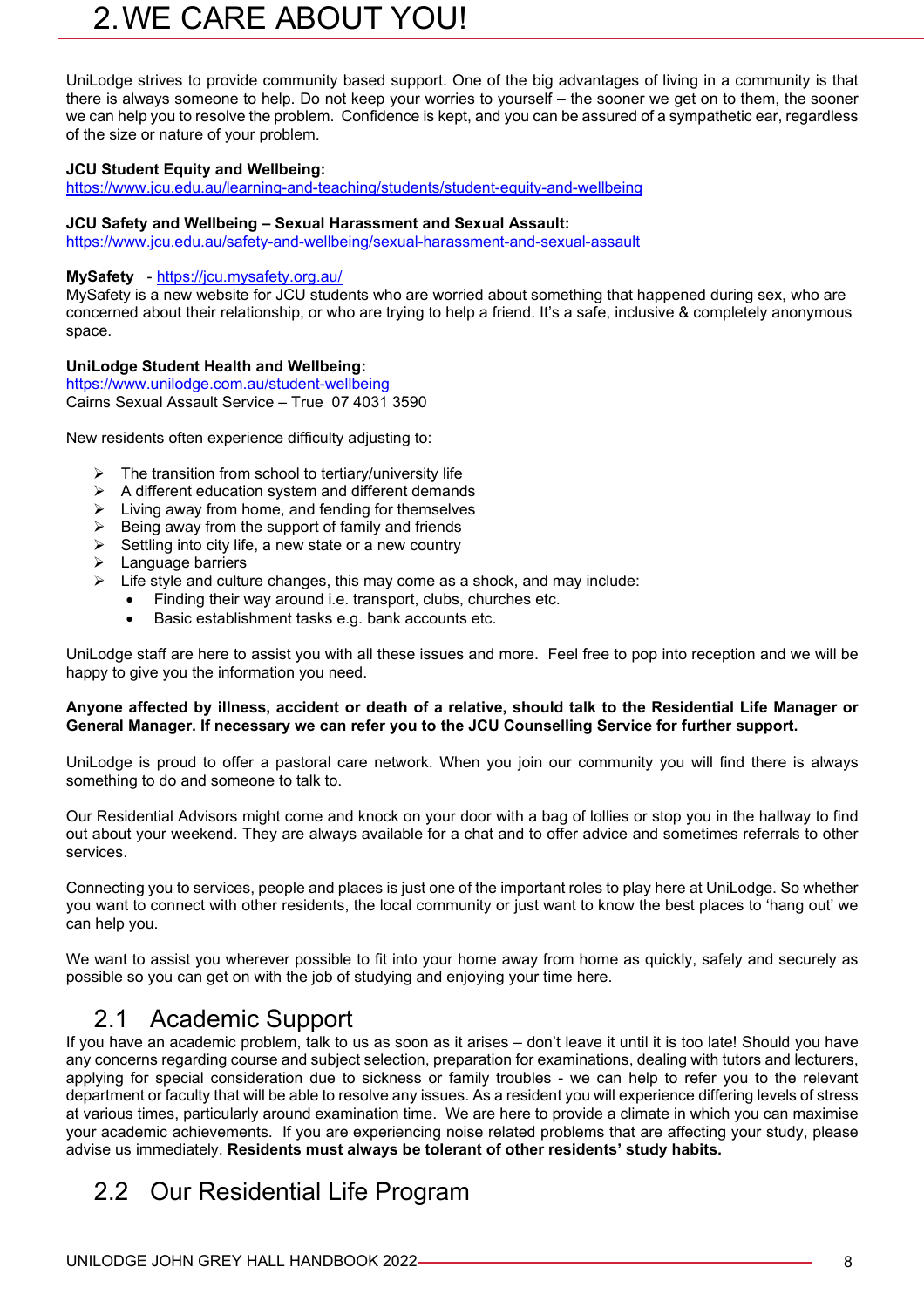# 2. WE CARE ABOUT YOU!

UniLodge strives to provide community based support. One of the big advantages of living in a community is that there is always someone to help. Do not keep your worries to yourself – the sooner we get on to them, the sooner we can help you to resolve the problem. Confidence is kept, and you can be assured of a sympathetic ear, regardless of the size or nature of your problem.

**JCU Student Equity and Wellbeing:**
https://www.jcu.edu.au/learning-and-teaching/students/student-equity-and-wellbeing

**JCU Safety and Wellbeing – Sexual Harassment and Sexual Assault:**
https://www.jcu.edu.au/safety-and-wellbeing/sexual-harassment-and-sexual-assault

**MySafety** - https://jcu.mysafety.org.au/
MySafety is a new website for JCU students who are worried about something that happened during sex, who are concerned about their relationship, or who are trying to help a friend. It's a safe, inclusive & completely anonymous space.

**UniLodge Student Health and Wellbeing:**
https://www.unilodge.com.au/student-wellbeing
Cairns Sexual Assault Service – True 07 4031 3590

New residents often experience difficulty adjusting to:

- The transition from school to tertiary/university life
- A different education system and different demands
- Living away from home, and fending for themselves
- Being away from the support of family and friends
- Settling into city life, a new state or a new country
- Language barriers
- Life style and culture changes, this may come as a shock, and may include:
  - Finding their way around i.e. transport, clubs, churches etc.
  - Basic establishment tasks e.g. bank accounts etc.

UniLodge staff are here to assist you with all these issues and more. Feel free to pop into reception and we will be happy to give you the information you need.

**Anyone affected by illness, accident or death of a relative, should talk to the Residential Life Manager or General Manager. If necessary we can refer you to the JCU Counselling Service for further support.**

UniLodge is proud to offer a pastoral care network. When you join our community you will find there is always something to do and someone to talk to.

Our Residential Advisors might come and knock on your door with a bag of lollies or stop you in the hallway to find out about your weekend. They are always available for a chat and to offer advice and sometimes referrals to other services.

Connecting you to services, people and places is just one of the important roles to play here at UniLodge. So whether you want to connect with other residents, the local community or just want to know the best places to 'hang out' we can help you.

We want to assist you wherever possible to fit into your home away from home as quickly, safely and securely as possible so you can get on with the job of studying and enjoying your time here.

## 2.1 Academic Support

If you have an academic problem, talk to us as soon as it arises – don't leave it until it is too late! Should you have any concerns regarding course and subject selection, preparation for examinations, dealing with tutors and lecturers, applying for special consideration due to sickness or family troubles - we can help to refer you to the relevant department or faculty that will be able to resolve any issues. As a resident you will experience differing levels of stress at various times, particularly around examination time. We are here to provide a climate in which you can maximise your academic achievements. If you are experiencing noise related problems that are affecting your study, please advise us immediately. **Residents must always be tolerant of other residents' study habits.**

## 2.2 Our Residential Life Program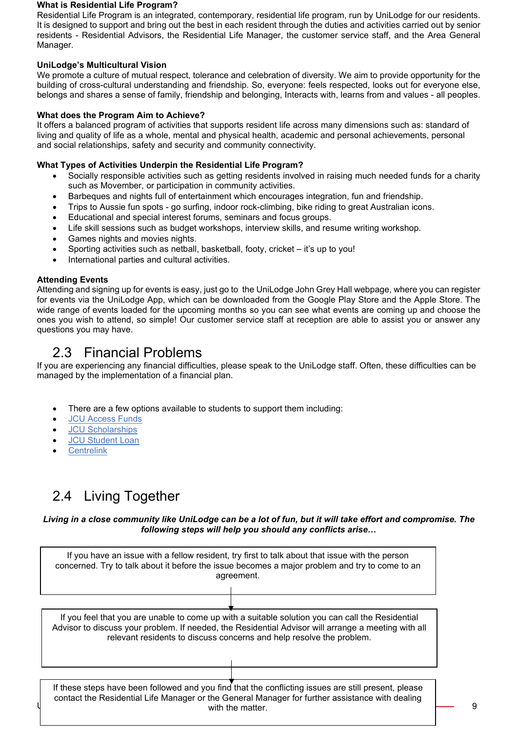**What is Residential Life Program?**

Residential Life Program is an integrated, contemporary, residential life program, run by UniLodge for our residents. It is designed to support and bring out the best in each resident through the duties and activities carried out by senior residents - Residential Advisors, the Residential Life Manager, the customer service staff, and the Area General Manager.

**UniLodge's Multicultural Vision**

We promote a culture of mutual respect, tolerance and celebration of diversity. We aim to provide opportunity for the building of cross-cultural understanding and friendship. So, everyone: feels respected, looks out for everyone else, belongs and shares a sense of family, friendship and belonging, Interacts with, learns from and values - all peoples.

**What does the Program Aim to Achieve?**

It offers a balanced program of activities that supports resident life across many dimensions such as: standard of living and quality of life as a whole, mental and physical health, academic and personal achievements, personal and social relationships, safety and security and community connectivity.

**What Types of Activities Underpin the Residential Life Program?**

- Socially responsible activities such as getting residents involved in raising much needed funds for a charity such as Movember, or participation in community activities.
- Barbeques and nights full of entertainment which encourages integration, fun and friendship.
- Trips to Aussie fun spots - go surfing, indoor rock-climbing, bike riding to great Australian icons.
- Educational and special interest forums, seminars and focus groups.
- Life skill sessions such as budget workshops, interview skills, and resume writing workshop.
- Games nights and movies nights.
- Sporting activities such as netball, basketball, footy, cricket – it's up to you!
- International parties and cultural activities.

**Attending Events**

Attending and signing up for events is easy, just go to the UniLodge John Grey Hall webpage, where you can register for events via the UniLodge App, which can be downloaded from the Google Play Store and the Apple Store. The wide range of events loaded for the upcoming months so you can see what events are coming up and choose the ones you wish to attend, so simple! Our customer service staff at reception are able to assist you or answer any questions you may have.

## 2.3 Financial Problems

If you are experiencing any financial difficulties, please speak to the UniLodge staff. Often, these difficulties can be managed by the implementation of a financial plan.

- There are a few options available to students to support them including:
- JCU Access Funds
- JCU Scholarships
- JCU Student Loan
- Centrelink

## 2.4 Living Together

***Living in a close community like UniLodge can be a lot of fun, but it will take effort and compromise. The following steps will help you should any conflicts arise…***

If you have an issue with a fellow resident, try first to talk about that issue with the person concerned. Try to talk about it before the issue becomes a major problem and try to come to an agreement.

↓

If you feel that you are unable to come up with a suitable solution you can call the Residential Advisor to discuss your problem. If needed, the Residential Advisor will arrange a meeting with all relevant residents to discuss concerns and help resolve the problem.

↓

If these steps have been followed and you find that the conflicting issues are still present, please contact the Residential Life Manager or the General Manager for further assistance with dealing with the matter.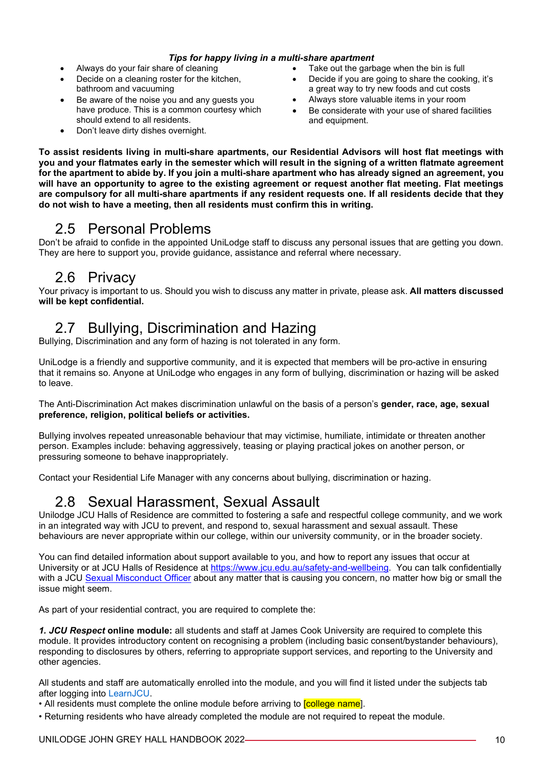***Tips for happy living in a multi-share apartment***

- Always do your fair share of cleaning
- Decide on a cleaning roster for the kitchen, bathroom and vacuuming
- Be aware of the noise you and any guests you have produce. This is a common courtesy which should extend to all residents.
- Don't leave dirty dishes overnight.
- Take out the garbage when the bin is full
- Decide if you are going to share the cooking, it's a great way to try new foods and cut costs
- Always store valuable items in your room
- Be considerate with your use of shared facilities and equipment.

**To assist residents living in multi-share apartments, our Residential Advisors will host flat meetings with you and your flatmates early in the semester which will result in the signing of a written flatmate agreement for the apartment to abide by. If you join a multi-share apartment who has already signed an agreement, you will have an opportunity to agree to the existing agreement or request another flat meeting. Flat meetings are compulsory for all multi-share apartments if any resident requests one. If all residents decide that they do not wish to have a meeting, then all residents must confirm this in writing.**

## 2.5 Personal Problems

Don't be afraid to confide in the appointed UniLodge staff to discuss any personal issues that are getting you down. They are here to support you, provide guidance, assistance and referral where necessary.

## 2.6 Privacy

Your privacy is important to us. Should you wish to discuss any matter in private, please ask. **All matters discussed will be kept confidential.**

## 2.7 Bullying, Discrimination and Hazing

Bullying, Discrimination and any form of hazing is not tolerated in any form.

UniLodge is a friendly and supportive community, and it is expected that members will be pro-active in ensuring that it remains so. Anyone at UniLodge who engages in any form of bullying, discrimination or hazing will be asked to leave.

The Anti-Discrimination Act makes discrimination unlawful on the basis of a person's **gender, race, age, sexual preference, religion, political beliefs or activities.**

Bullying involves repeated unreasonable behaviour that may victimise, humiliate, intimidate or threaten another person. Examples include: behaving aggressively, teasing or playing practical jokes on another person, or pressuring someone to behave inappropriately.

Contact your Residential Life Manager with any concerns about bullying, discrimination or hazing.

## 2.8 Sexual Harassment, Sexual Assault

Unilodge JCU Halls of Residence are committed to fostering a safe and respectful college community, and we work in an integrated way with JCU to prevent, and respond to, sexual harassment and sexual assault. These behaviours are never appropriate within our college, within our university community, or in the broader society.

You can find detailed information about support available to you, and how to report any issues that occur at University or at JCU Halls of Residence at https://www.jcu.edu.au/safety-and-wellbeing. You can talk confidentially with a JCU Sexual Misconduct Officer about any matter that is causing you concern, no matter how big or small the issue might seem.

As part of your residential contract, you are required to complete the:

***1. JCU Respect*** **online module:** all students and staff at James Cook University are required to complete this module. It provides introductory content on recognising a problem (including basic consent/bystander behaviours), responding to disclosures by others, referring to appropriate support services, and reporting to the University and other agencies.

All students and staff are automatically enrolled into the module, and you will find it listed under the subjects tab after logging into LearnJCU.

• All residents must complete the online module before arriving to [college name].

• Returning residents who have already completed the module are not required to repeat the module.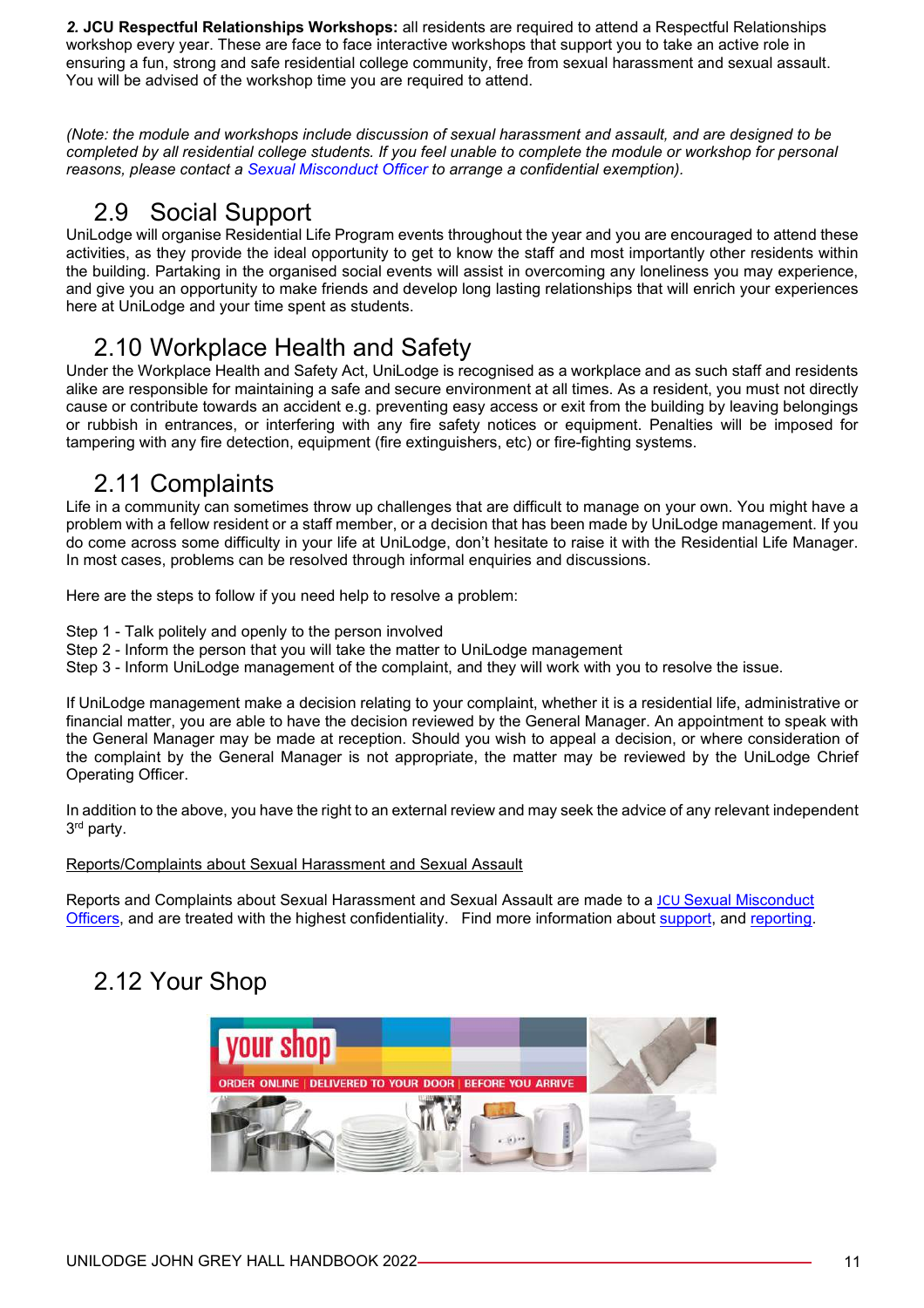***2.* JCU Respectful Relationships Workshops:** all residents are required to attend a Respectful Relationships workshop every year. These are face to face interactive workshops that support you to take an active role in ensuring a fun, strong and safe residential college community, free from sexual harassment and sexual assault. You will be advised of the workshop time you are required to attend.

*(Note: the module and workshops include discussion of sexual harassment and assault, and are designed to be completed by all residential college students. If you feel unable to complete the module or workshop for personal reasons, please contact a Sexual Misconduct Officer to arrange a confidential exemption).*

## 2.9 Social Support

UniLodge will organise Residential Life Program events throughout the year and you are encouraged to attend these activities, as they provide the ideal opportunity to get to know the staff and most importantly other residents within the building. Partaking in the organised social events will assist in overcoming any loneliness you may experience, and give you an opportunity to make friends and develop long lasting relationships that will enrich your experiences here at UniLodge and your time spent as students.

## 2.10 Workplace Health and Safety

Under the Workplace Health and Safety Act, UniLodge is recognised as a workplace and as such staff and residents alike are responsible for maintaining a safe and secure environment at all times. As a resident, you must not directly cause or contribute towards an accident e.g. preventing easy access or exit from the building by leaving belongings or rubbish in entrances, or interfering with any fire safety notices or equipment. Penalties will be imposed for tampering with any fire detection, equipment (fire extinguishers, etc) or fire-fighting systems.

## 2.11 Complaints

Life in a community can sometimes throw up challenges that are difficult to manage on your own. You might have a problem with a fellow resident or a staff member, or a decision that has been made by UniLodge management. If you do come across some difficulty in your life at UniLodge, don't hesitate to raise it with the Residential Life Manager. In most cases, problems can be resolved through informal enquiries and discussions.

Here are the steps to follow if you need help to resolve a problem:

Step 1 - Talk politely and openly to the person involved
Step 2 - Inform the person that you will take the matter to UniLodge management
Step 3 - Inform UniLodge management of the complaint, and they will work with you to resolve the issue.

If UniLodge management make a decision relating to your complaint, whether it is a residential life, administrative or financial matter, you are able to have the decision reviewed by the General Manager. An appointment to speak with the General Manager may be made at reception. Should you wish to appeal a decision, or where consideration of the complaint by the General Manager is not appropriate, the matter may be reviewed by the UniLodge Chrief Operating Officer.

In addition to the above, you have the right to an external review and may seek the advice of any relevant independent 3rd party.

Reports/Complaints about Sexual Harassment and Sexual Assault

Reports and Complaints about Sexual Harassment and Sexual Assault are made to a JCU Sexual Misconduct Officers, and are treated with the highest confidentiality. Find more information about support, and reporting.

## 2.12 Your Shop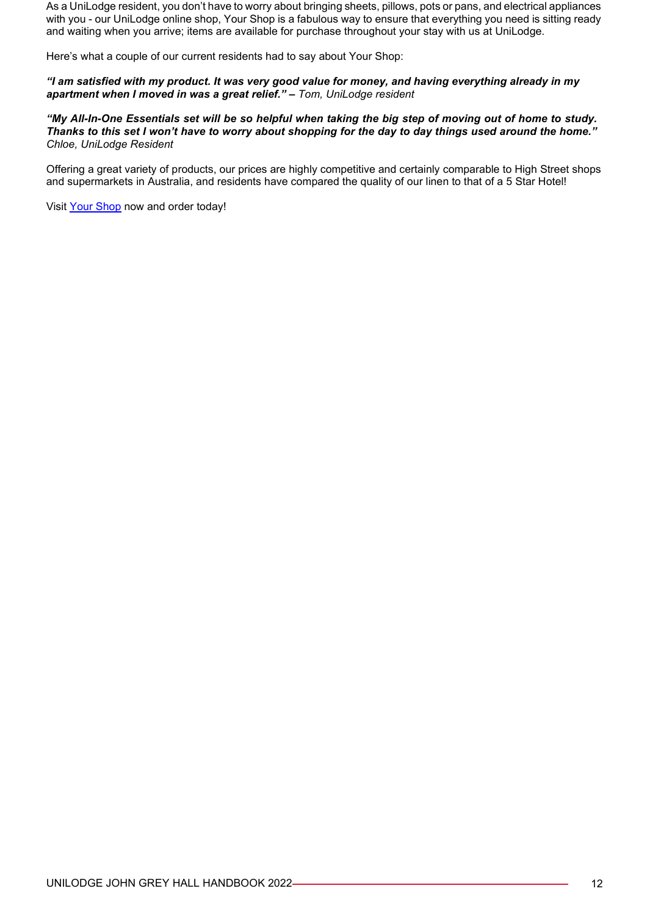As a UniLodge resident, you don't have to worry about bringing sheets, pillows, pots or pans, and electrical appliances with you - our UniLodge online shop, Your Shop is a fabulous way to ensure that everything you need is sitting ready and waiting when you arrive; items are available for purchase throughout your stay with us at UniLodge.

Here's what a couple of our current residents had to say about Your Shop:

***"I am satisfied with my product. It was very good value for money, and having everything already in my apartment when I moved in was a great relief." –*** *Tom, UniLodge resident*

***"My All-In-One Essentials set will be so helpful when taking the big step of moving out of home to study. Thanks to this set I won't have to worry about shopping for the day to day things used around the home."*** *Chloe, UniLodge Resident*

Offering a great variety of products, our prices are highly competitive and certainly comparable to High Street shops and supermarkets in Australia, and residents have compared the quality of our linen to that of a 5 Star Hotel!

Visit Your Shop now and order today!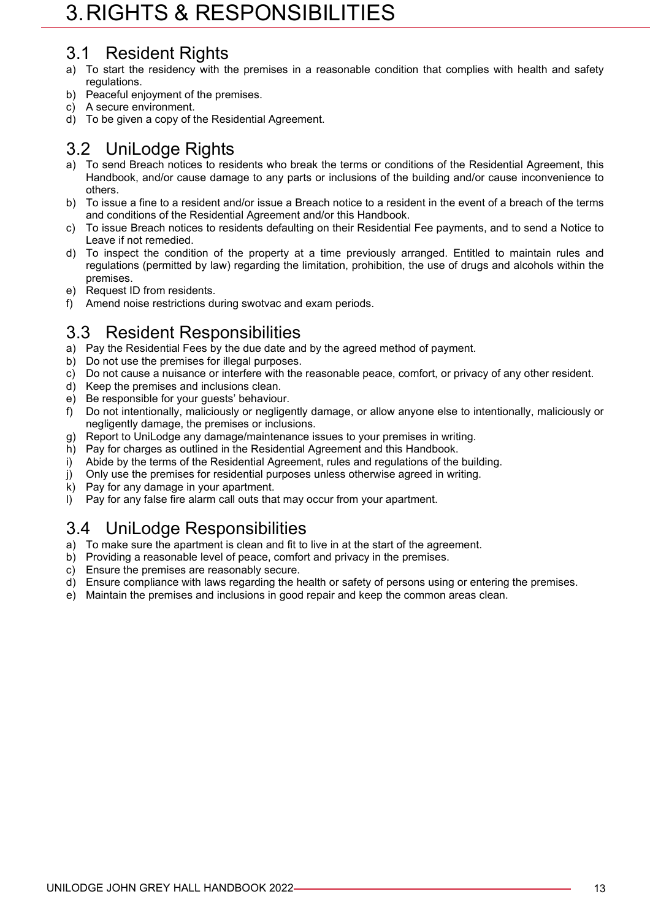# 3. RIGHTS & RESPONSIBILITIES

## 3.1 Resident Rights

a) To start the residency with the premises in a reasonable condition that complies with health and safety regulations.
b) Peaceful enjoyment of the premises.
c) A secure environment.
d) To be given a copy of the Residential Agreement.

## 3.2 UniLodge Rights

a) To send Breach notices to residents who break the terms or conditions of the Residential Agreement, this Handbook, and/or cause damage to any parts or inclusions of the building and/or cause inconvenience to others.
b) To issue a fine to a resident and/or issue a Breach notice to a resident in the event of a breach of the terms and conditions of the Residential Agreement and/or this Handbook.
c) To issue Breach notices to residents defaulting on their Residential Fee payments, and to send a Notice to Leave if not remedied.
d) To inspect the condition of the property at a time previously arranged. Entitled to maintain rules and regulations (permitted by law) regarding the limitation, prohibition, the use of drugs and alcohols within the premises.
e) Request ID from residents.
f) Amend noise restrictions during swotvac and exam periods.

## 3.3 Resident Responsibilities

a) Pay the Residential Fees by the due date and by the agreed method of payment.
b) Do not use the premises for illegal purposes.
c) Do not cause a nuisance or interfere with the reasonable peace, comfort, or privacy of any other resident.
d) Keep the premises and inclusions clean.
e) Be responsible for your guests' behaviour.
f) Do not intentionally, maliciously or negligently damage, or allow anyone else to intentionally, maliciously or negligently damage, the premises or inclusions.
g) Report to UniLodge any damage/maintenance issues to your premises in writing.
h) Pay for charges as outlined in the Residential Agreement and this Handbook.
i) Abide by the terms of the Residential Agreement, rules and regulations of the building.
j) Only use the premises for residential purposes unless otherwise agreed in writing.
k) Pay for any damage in your apartment.
l) Pay for any false fire alarm call outs that may occur from your apartment.

## 3.4 UniLodge Responsibilities

a) To make sure the apartment is clean and fit to live in at the start of the agreement.
b) Providing a reasonable level of peace, comfort and privacy in the premises.
c) Ensure the premises are reasonably secure.
d) Ensure compliance with laws regarding the health or safety of persons using or entering the premises.
e) Maintain the premises and inclusions in good repair and keep the common areas clean.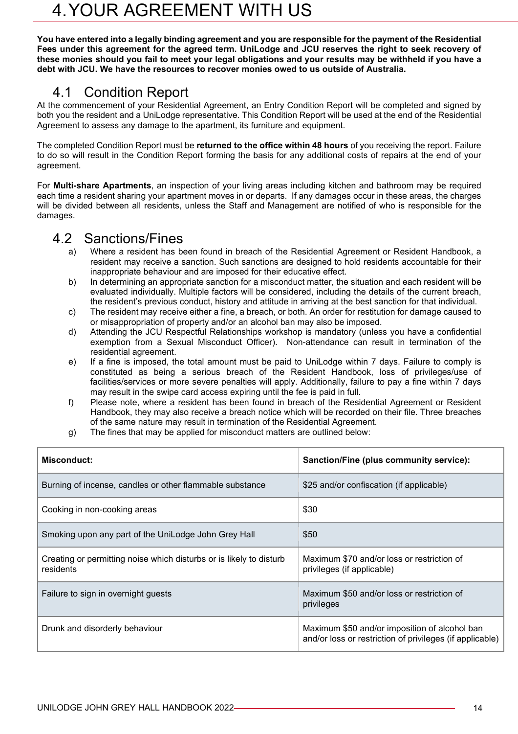# 4. YOUR AGREEMENT WITH US

**You have entered into a legally binding agreement and you are responsible for the payment of the Residential Fees under this agreement for the agreed term. UniLodge and JCU reserves the right to seek recovery of these monies should you fail to meet your legal obligations and your results may be withheld if you have a debt with JCU. We have the resources to recover monies owed to us outside of Australia.**

## 4.1 Condition Report

At the commencement of your Residential Agreement, an Entry Condition Report will be completed and signed by both you the resident and a UniLodge representative. This Condition Report will be used at the end of the Residential Agreement to assess any damage to the apartment, its furniture and equipment.

The completed Condition Report must be **returned to the office within 48 hours** of you receiving the report. Failure to do so will result in the Condition Report forming the basis for any additional costs of repairs at the end of your agreement.

For **Multi-share Apartments**, an inspection of your living areas including kitchen and bathroom may be required each time a resident sharing your apartment moves in or departs. If any damages occur in these areas, the charges will be divided between all residents, unless the Staff and Management are notified of who is responsible for the damages.

## 4.2 Sanctions/Fines

a) Where a resident has been found in breach of the Residential Agreement or Resident Handbook, a resident may receive a sanction. Such sanctions are designed to hold residents accountable for their inappropriate behaviour and are imposed for their educative effect.

b) In determining an appropriate sanction for a misconduct matter, the situation and each resident will be evaluated individually. Multiple factors will be considered, including the details of the current breach, the resident's previous conduct, history and attitude in arriving at the best sanction for that individual.

c) The resident may receive either a fine, a breach, or both. An order for restitution for damage caused to or misappropriation of property and/or an alcohol ban may also be imposed.

d) Attending the JCU Respectful Relationships workshop is mandatory (unless you have a confidential exemption from a Sexual Misconduct Officer). Non-attendance can result in termination of the residential agreement.

e) If a fine is imposed, the total amount must be paid to UniLodge within 7 days. Failure to comply is constituted as being a serious breach of the Resident Handbook, loss of privileges/use of facilities/services or more severe penalties will apply. Additionally, failure to pay a fine within 7 days may result in the swipe card access expiring until the fee is paid in full.

f) Please note, where a resident has been found in breach of the Residential Agreement or Resident Handbook, they may also receive a breach notice which will be recorded on their file. Three breaches of the same nature may result in termination of the Residential Agreement.

g) The fines that may be applied for misconduct matters are outlined below:

| Misconduct: | Sanction/Fine (plus community service): |
|---|---|
| Burning of incense, candles or other flammable substance | $25 and/or confiscation (if applicable) |
| Cooking in non-cooking areas | $30 |
| Smoking upon any part of the UniLodge John Grey Hall | $50 |
| Creating or permitting noise which disturbs or is likely to disturb residents | Maximum $70 and/or loss or restriction of privileges (if applicable) |
| Failure to sign in overnight guests | Maximum $50 and/or loss or restriction of privileges |
| Drunk and disorderly behaviour | Maximum $50 and/or imposition of alcohol ban and/or loss or restriction of privileges (if applicable) |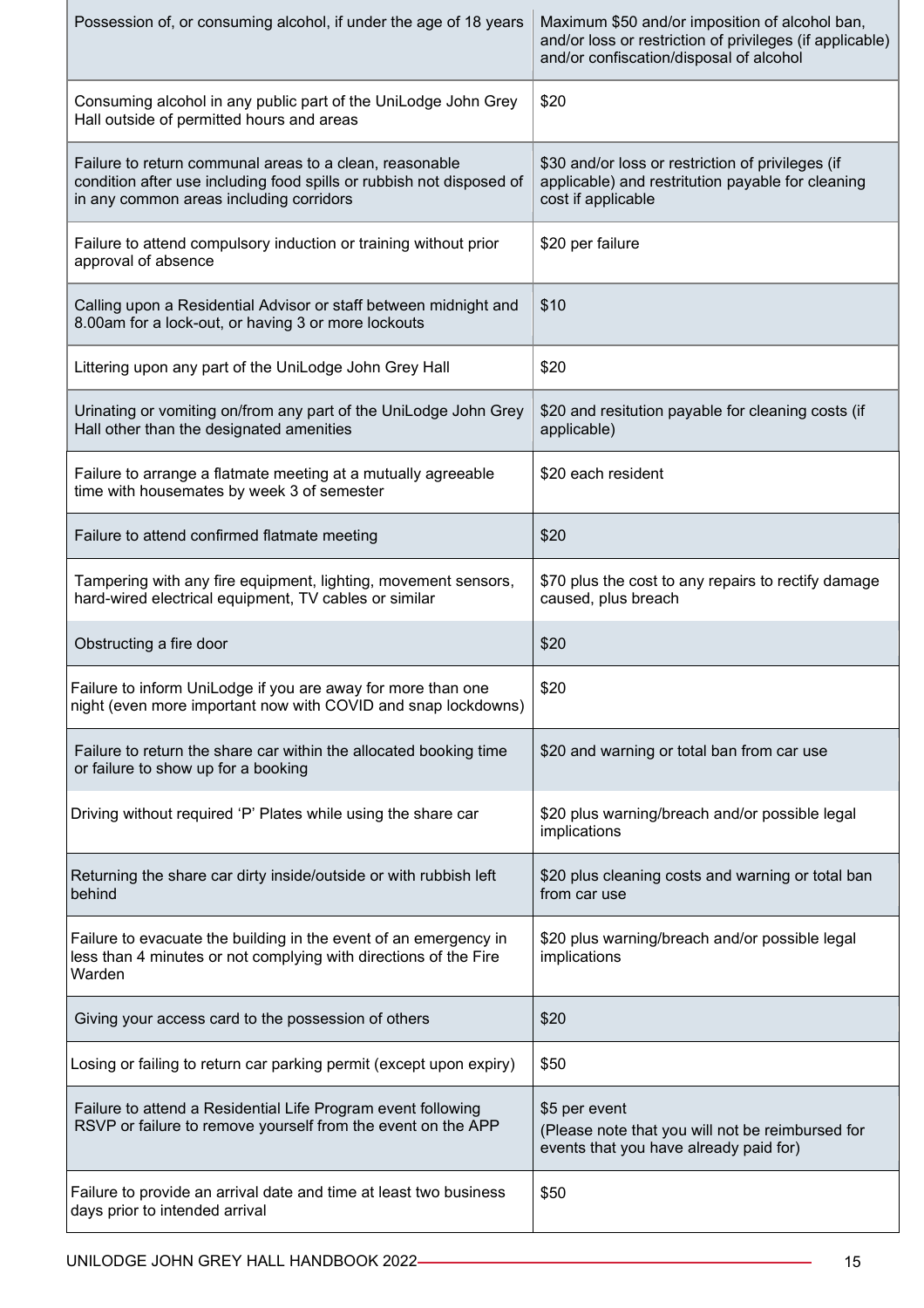| | |
|---|---|
| Possession of, or consuming alcohol, if under the age of 18 years | Maximum $50 and/or imposition of alcohol ban, and/or loss or restriction of privileges (if applicable) and/or confiscation/disposal of alcohol |
| Consuming alcohol in any public part of the UniLodge John Grey Hall outside of permitted hours and areas | $20 |
| Failure to return communal areas to a clean, reasonable condition after use including food spills or rubbish not disposed of in any common areas including corridors | $30 and/or loss or restriction of privileges (if applicable) and restitution payable for cleaning cost if applicable |
| Failure to attend compulsory induction or training without prior approval of absence | $20 per failure |
| Calling upon a Residential Advisor or staff between midnight and 8.00am for a lock-out, or having 3 or more lockouts | $10 |
| Littering upon any part of the UniLodge John Grey Hall | $20 |
| Urinating or vomiting on/from any part of the UniLodge John Grey Hall other than the designated amenities | $20 and resitution payable for cleaning costs (if applicable) |
| Failure to arrange a flatmate meeting at a mutually agreeable time with housemates by week 3 of semester | $20 each resident |
| Failure to attend confirmed flatmate meeting | $20 |
| Tampering with any fire equipment, lighting, movement sensors, hard-wired electrical equipment, TV cables or similar | $70 plus the cost to any repairs to rectify damage caused, plus breach |
| Obstructing a fire door | $20 |
| Failure to inform UniLodge if you are away for more than one night (even more important now with COVID and snap lockdowns) | $20 |
| Failure to return the share car within the allocated booking time or failure to show up for a booking | $20 and warning or total ban from car use |
| Driving without required 'P' Plates while using the share car | $20 plus warning/breach and/or possible legal implications |
| Returning the share car dirty inside/outside or with rubbish left behind | $20 plus cleaning costs and warning or total ban from car use |
| Failure to evacuate the building in the event of an emergency in less than 4 minutes or not complying with directions of the Fire Warden | $20 plus warning/breach and/or possible legal implications |
| Giving your access card to the possession of others | $20 |
| Losing or failing to return car parking permit (except upon expiry) | $50 |
| Failure to attend a Residential Life Program event following RSVP or failure to remove yourself from the event on the APP | $5 per event<br>(Please note that you will not be reimbursed for events that you have already paid for) |
| Failure to provide an arrival date and time at least two business days prior to intended arrival | $50 |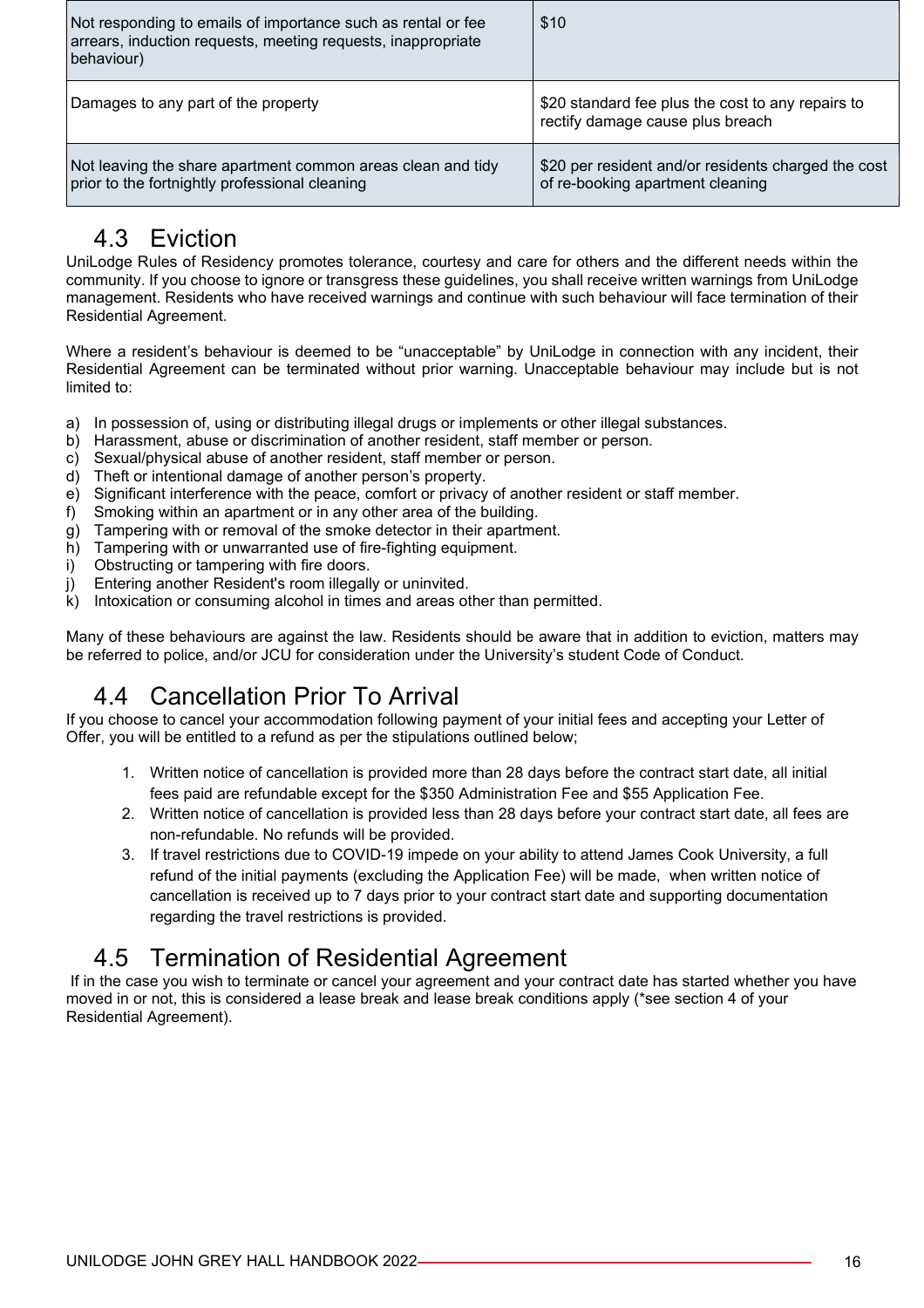| | |
|---|---|
| Not responding to emails of importance such as rental or fee arrears, induction requests, meeting requests, inappropriate behaviour) | $10 |
| Damages to any part of the property | $20 standard fee plus the cost to any repairs to rectify damage cause plus breach |
| Not leaving the share apartment common areas clean and tidy prior to the fortnightly professional cleaning | $20 per resident and/or residents charged the cost of re-booking apartment cleaning |

## 4.3 Eviction

UniLodge Rules of Residency promotes tolerance, courtesy and care for others and the different needs within the community. If you choose to ignore or transgress these guidelines, you shall receive written warnings from UniLodge management. Residents who have received warnings and continue with such behaviour will face termination of their Residential Agreement.

Where a resident's behaviour is deemed to be "unacceptable" by UniLodge in connection with any incident, their Residential Agreement can be terminated without prior warning. Unacceptable behaviour may include but is not limited to:

a) In possession of, using or distributing illegal drugs or implements or other illegal substances.
b) Harassment, abuse or discrimination of another resident, staff member or person.
c) Sexual/physical abuse of another resident, staff member or person.
d) Theft or intentional damage of another person's property.
e) Significant interference with the peace, comfort or privacy of another resident or staff member.
f) Smoking within an apartment or in any other area of the building.
g) Tampering with or removal of the smoke detector in their apartment.
h) Tampering with or unwarranted use of fire-fighting equipment.
i) Obstructing or tampering with fire doors.
j) Entering another Resident's room illegally or uninvited.
k) Intoxication or consuming alcohol in times and areas other than permitted.

Many of these behaviours are against the law. Residents should be aware that in addition to eviction, matters may be referred to police, and/or JCU for consideration under the University's student Code of Conduct.

## 4.4 Cancellation Prior To Arrival

If you choose to cancel your accommodation following payment of your initial fees and accepting your Letter of Offer, you will be entitled to a refund as per the stipulations outlined below;

1. Written notice of cancellation is provided more than 28 days before the contract start date, all initial fees paid are refundable except for the $350 Administration Fee and $55 Application Fee.
2. Written notice of cancellation is provided less than 28 days before your contract start date, all fees are non-refundable. No refunds will be provided.
3. If travel restrictions due to COVID-19 impede on your ability to attend James Cook University, a full refund of the initial payments (excluding the Application Fee) will be made, when written notice of cancellation is received up to 7 days prior to your contract start date and supporting documentation regarding the travel restrictions is provided.

## 4.5 Termination of Residential Agreement

If in the case you wish to terminate or cancel your agreement and your contract date has started whether you have moved in or not, this is considered a lease break and lease break conditions apply (*see section 4 of your Residential Agreement).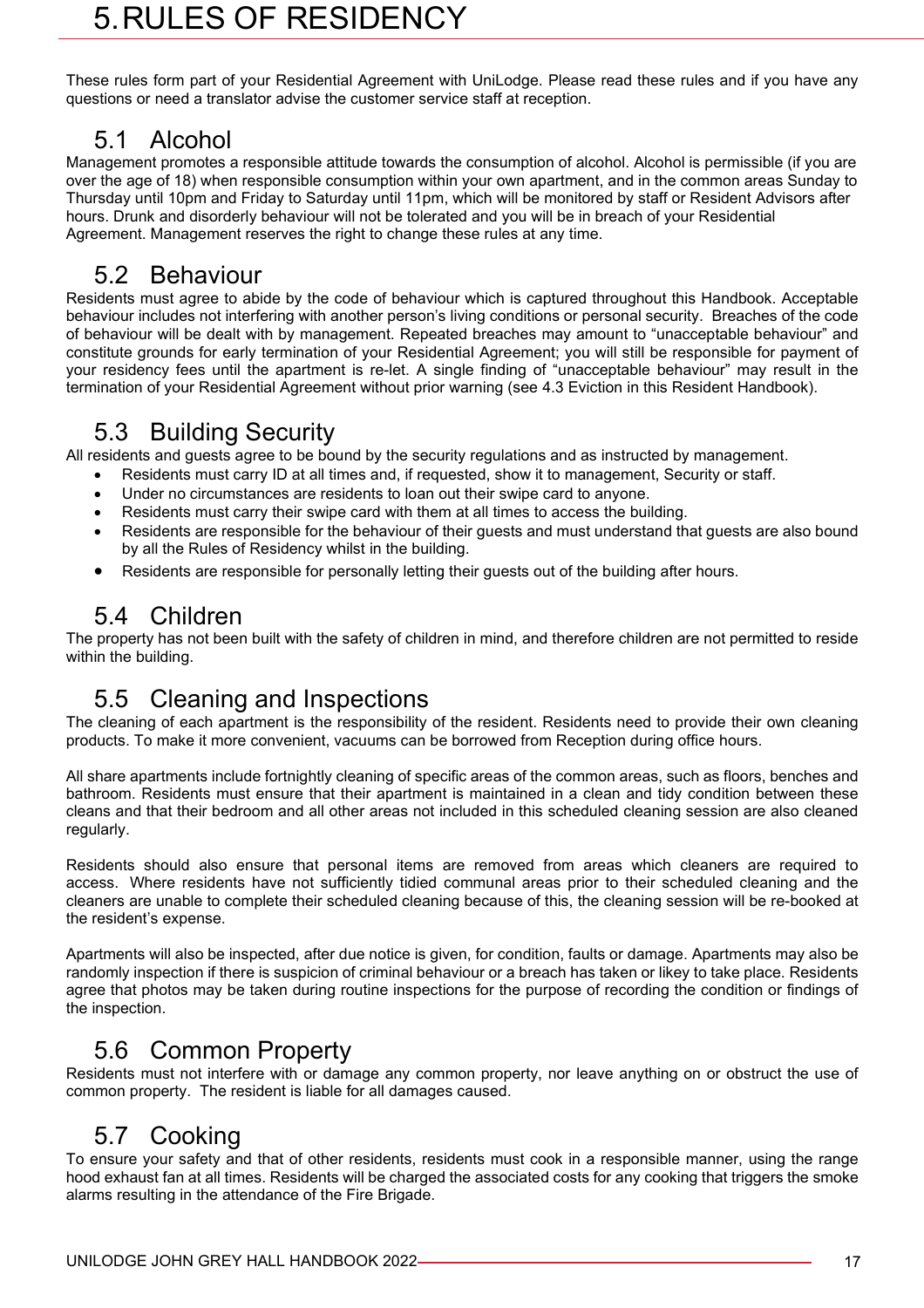# 5. RULES OF RESIDENCY

These rules form part of your Residential Agreement with UniLodge. Please read these rules and if you have any questions or need a translator advise the customer service staff at reception.

## 5.1 Alcohol

Management promotes a responsible attitude towards the consumption of alcohol. Alcohol is permissible (if you are over the age of 18) when responsible consumption within your own apartment, and in the common areas Sunday to Thursday until 10pm and Friday to Saturday until 11pm, which will be monitored by staff or Resident Advisors after hours. Drunk and disorderly behaviour will not be tolerated and you will be in breach of your Residential Agreement. Management reserves the right to change these rules at any time.

## 5.2 Behaviour

Residents must agree to abide by the code of behaviour which is captured throughout this Handbook. Acceptable behaviour includes not interfering with another person's living conditions or personal security. Breaches of the code of behaviour will be dealt with by management. Repeated breaches may amount to "unacceptable behaviour" and constitute grounds for early termination of your Residential Agreement; you will still be responsible for payment of your residency fees until the apartment is re-let. A single finding of "unacceptable behaviour" may result in the termination of your Residential Agreement without prior warning (see 4.3 Eviction in this Resident Handbook).

## 5.3 Building Security

All residents and guests agree to be bound by the security regulations and as instructed by management.

- Residents must carry ID at all times and, if requested, show it to management, Security or staff.
- Under no circumstances are residents to loan out their swipe card to anyone.
- Residents must carry their swipe card with them at all times to access the building.
- Residents are responsible for the behaviour of their guests and must understand that guests are also bound by all the Rules of Residency whilst in the building.
- Residents are responsible for personally letting their guests out of the building after hours.

## 5.4 Children

The property has not been built with the safety of children in mind, and therefore children are not permitted to reside within the building.

## 5.5 Cleaning and Inspections

The cleaning of each apartment is the responsibility of the resident. Residents need to provide their own cleaning products. To make it more convenient, vacuums can be borrowed from Reception during office hours.

All share apartments include fortnightly cleaning of specific areas of the common areas, such as floors, benches and bathroom. Residents must ensure that their apartment is maintained in a clean and tidy condition between these cleans and that their bedroom and all other areas not included in this scheduled cleaning session are also cleaned regularly.

Residents should also ensure that personal items are removed from areas which cleaners are required to access. Where residents have not sufficiently tidied communal areas prior to their scheduled cleaning and the cleaners are unable to complete their scheduled cleaning because of this, the cleaning session will be re-booked at the resident's expense.

Apartments will also be inspected, after due notice is given, for condition, faults or damage. Apartments may also be randomly inspection if there is suspicion of criminal behaviour or a breach has taken or likey to take place. Residents agree that photos may be taken during routine inspections for the purpose of recording the condition or findings of the inspection.

## 5.6 Common Property

Residents must not interfere with or damage any common property, nor leave anything on or obstruct the use of common property. The resident is liable for all damages caused.

## 5.7 Cooking

To ensure your safety and that of other residents, residents must cook in a responsible manner, using the range hood exhaust fan at all times. Residents will be charged the associated costs for any cooking that triggers the smoke alarms resulting in the attendance of the Fire Brigade.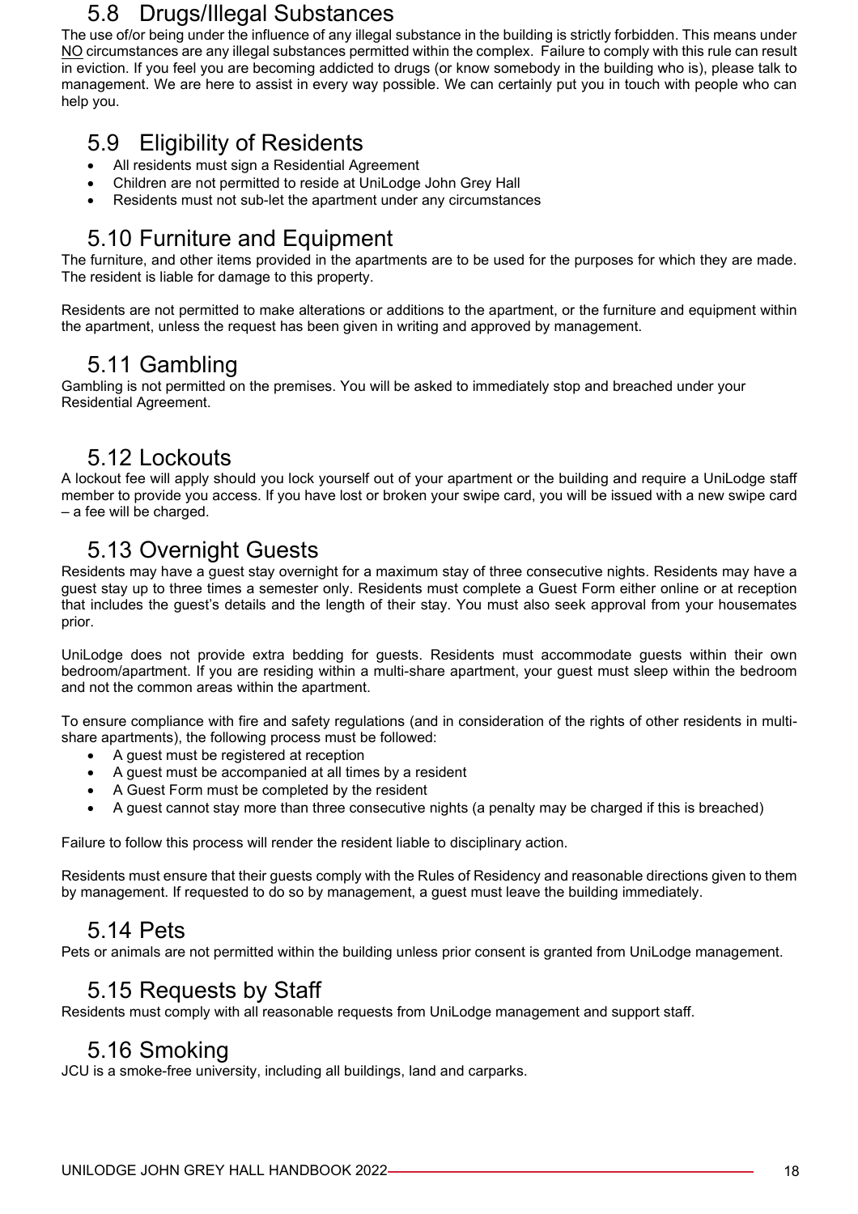## 5.8 Drugs/Illegal Substances

The use of/or being under the influence of any illegal substance in the building is strictly forbidden. This means under NO circumstances are any illegal substances permitted within the complex. Failure to comply with this rule can result in eviction. If you feel you are becoming addicted to drugs (or know somebody in the building who is), please talk to management. We are here to assist in every way possible. We can certainly put you in touch with people who can help you.

## 5.9 Eligibility of Residents

- All residents must sign a Residential Agreement
- Children are not permitted to reside at UniLodge John Grey Hall
- Residents must not sub-let the apartment under any circumstances

## 5.10 Furniture and Equipment

The furniture, and other items provided in the apartments are to be used for the purposes for which they are made. The resident is liable for damage to this property.

Residents are not permitted to make alterations or additions to the apartment, or the furniture and equipment within the apartment, unless the request has been given in writing and approved by management.

## 5.11 Gambling

Gambling is not permitted on the premises. You will be asked to immediately stop and breached under your Residential Agreement.

## 5.12 Lockouts

A lockout fee will apply should you lock yourself out of your apartment or the building and require a UniLodge staff member to provide you access. If you have lost or broken your swipe card, you will be issued with a new swipe card – a fee will be charged.

## 5.13 Overnight Guests

Residents may have a guest stay overnight for a maximum stay of three consecutive nights. Residents may have a guest stay up to three times a semester only. Residents must complete a Guest Form either online or at reception that includes the guest's details and the length of their stay. You must also seek approval from your housemates prior.

UniLodge does not provide extra bedding for guests. Residents must accommodate guests within their own bedroom/apartment. If you are residing within a multi-share apartment, your guest must sleep within the bedroom and not the common areas within the apartment.

To ensure compliance with fire and safety regulations (and in consideration of the rights of other residents in multi-share apartments), the following process must be followed:

- A guest must be registered at reception
- A guest must be accompanied at all times by a resident
- A Guest Form must be completed by the resident
- A guest cannot stay more than three consecutive nights (a penalty may be charged if this is breached)

Failure to follow this process will render the resident liable to disciplinary action.

Residents must ensure that their guests comply with the Rules of Residency and reasonable directions given to them by management. If requested to do so by management, a guest must leave the building immediately.

## 5.14 Pets

Pets or animals are not permitted within the building unless prior consent is granted from UniLodge management.

## 5.15 Requests by Staff

Residents must comply with all reasonable requests from UniLodge management and support staff.

## 5.16 Smoking

JCU is a smoke-free university, including all buildings, land and carparks.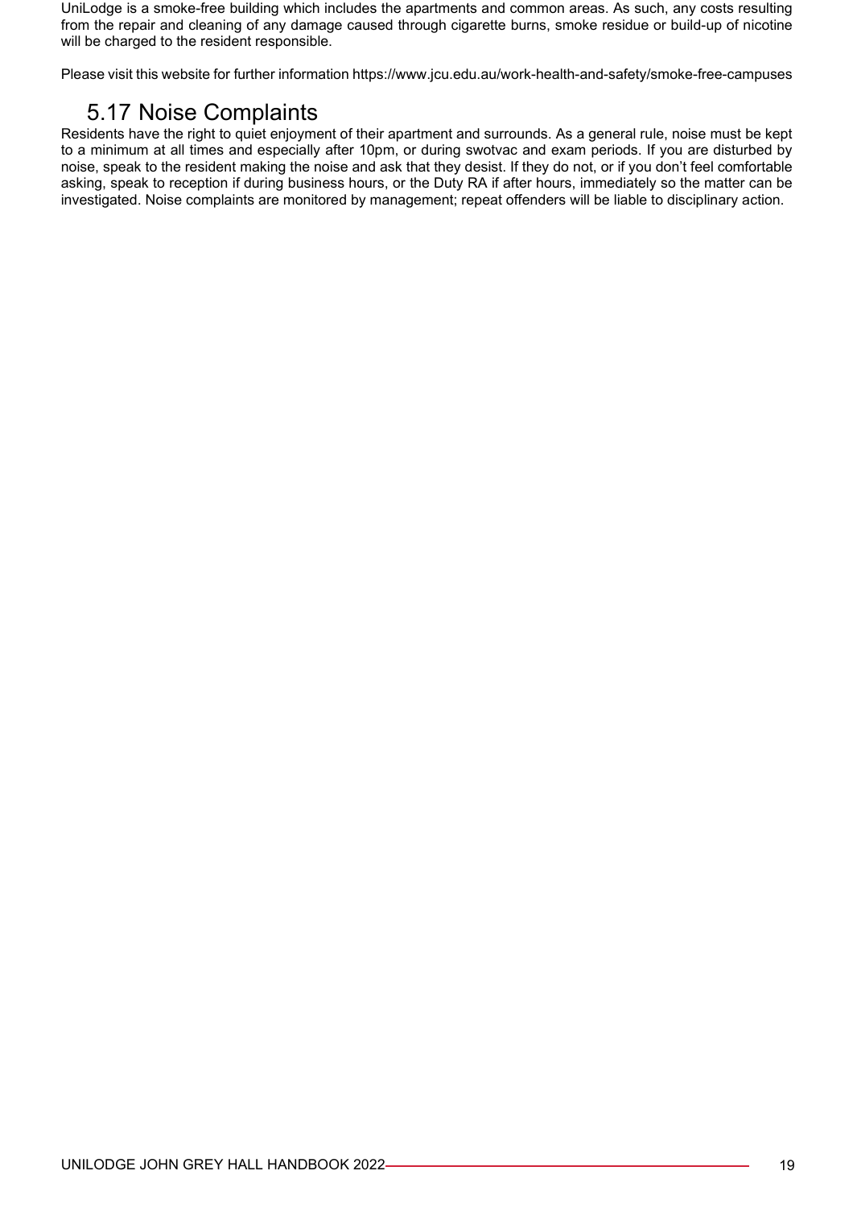UniLodge is a smoke-free building which includes the apartments and common areas. As such, any costs resulting from the repair and cleaning of any damage caused through cigarette burns, smoke residue or build-up of nicotine will be charged to the resident responsible.

Please visit this website for further information https://www.jcu.edu.au/work-health-and-safety/smoke-free-campuses

## 5.17 Noise Complaints

Residents have the right to quiet enjoyment of their apartment and surrounds. As a general rule, noise must be kept to a minimum at all times and especially after 10pm, or during swotvac and exam periods. If you are disturbed by noise, speak to the resident making the noise and ask that they desist. If they do not, or if you don't feel comfortable asking, speak to reception if during business hours, or the Duty RA if after hours, immediately so the matter can be investigated. Noise complaints are monitored by management; repeat offenders will be liable to disciplinary action.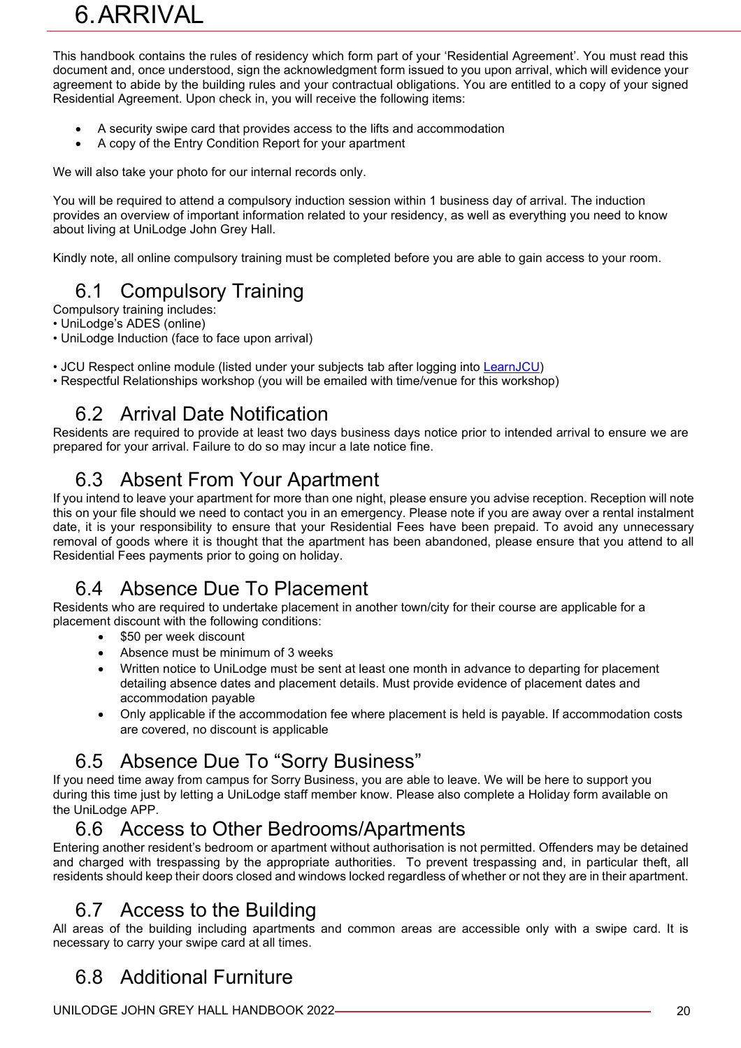# 6. ARRIVAL

This handbook contains the rules of residency which form part of your 'Residential Agreement'. You must read this document and, once understood, sign the acknowledgment form issued to you upon arrival, which will evidence your agreement to abide by the building rules and your contractual obligations. You are entitled to a copy of your signed Residential Agreement. Upon check in, you will receive the following items:

- A security swipe card that provides access to the lifts and accommodation
- A copy of the Entry Condition Report for your apartment

We will also take your photo for our internal records only.

You will be required to attend a compulsory induction session within 1 business day of arrival. The induction provides an overview of important information related to your residency, as well as everything you need to know about living at UniLodge John Grey Hall.

Kindly note, all online compulsory training must be completed before you are able to gain access to your room.

## 6.1 Compulsory Training

Compulsory training includes:
- UniLodge's ADES (online)
- UniLodge Induction (face to face upon arrival)

- JCU Respect online module (listed under your subjects tab after logging into LearnJCU)
- Respectful Relationships workshop (you will be emailed with time/venue for this workshop)

## 6.2 Arrival Date Notification

Residents are required to provide at least two days business days notice prior to intended arrival to ensure we are prepared for your arrival. Failure to do so may incur a late notice fine.

## 6.3 Absent From Your Apartment

If you intend to leave your apartment for more than one night, please ensure you advise reception. Reception will note this on your file should we need to contact you in an emergency. Please note if you are away over a rental instalment date, it is your responsibility to ensure that your Residential Fees have been prepaid. To avoid any unnecessary removal of goods where it is thought that the apartment has been abandoned, please ensure that you attend to all Residential Fees payments prior to going on holiday.

## 6.4 Absence Due To Placement

Residents who are required to undertake placement in another town/city for their course are applicable for a placement discount with the following conditions:

- $50 per week discount
- Absence must be minimum of 3 weeks
- Written notice to UniLodge must be sent at least one month in advance to departing for placement detailing absence dates and placement details. Must provide evidence of placement dates and accommodation payable
- Only applicable if the accommodation fee where placement is held is payable. If accommodation costs are covered, no discount is applicable

## 6.5 Absence Due To "Sorry Business"

If you need time away from campus for Sorry Business, you are able to leave. We will be here to support you during this time just by letting a UniLodge staff member know. Please also complete a Holiday form available on the UniLodge APP.

## 6.6 Access to Other Bedrooms/Apartments

Entering another resident's bedroom or apartment without authorisation is not permitted. Offenders may be detained and charged with trespassing by the appropriate authorities. To prevent trespassing and, in particular theft, all residents should keep their doors closed and windows locked regardless of whether or not they are in their apartment.

## 6.7 Access to the Building

All areas of the building including apartments and common areas are accessible only with a swipe card. It is necessary to carry your swipe card at all times.

## 6.8 Additional Furniture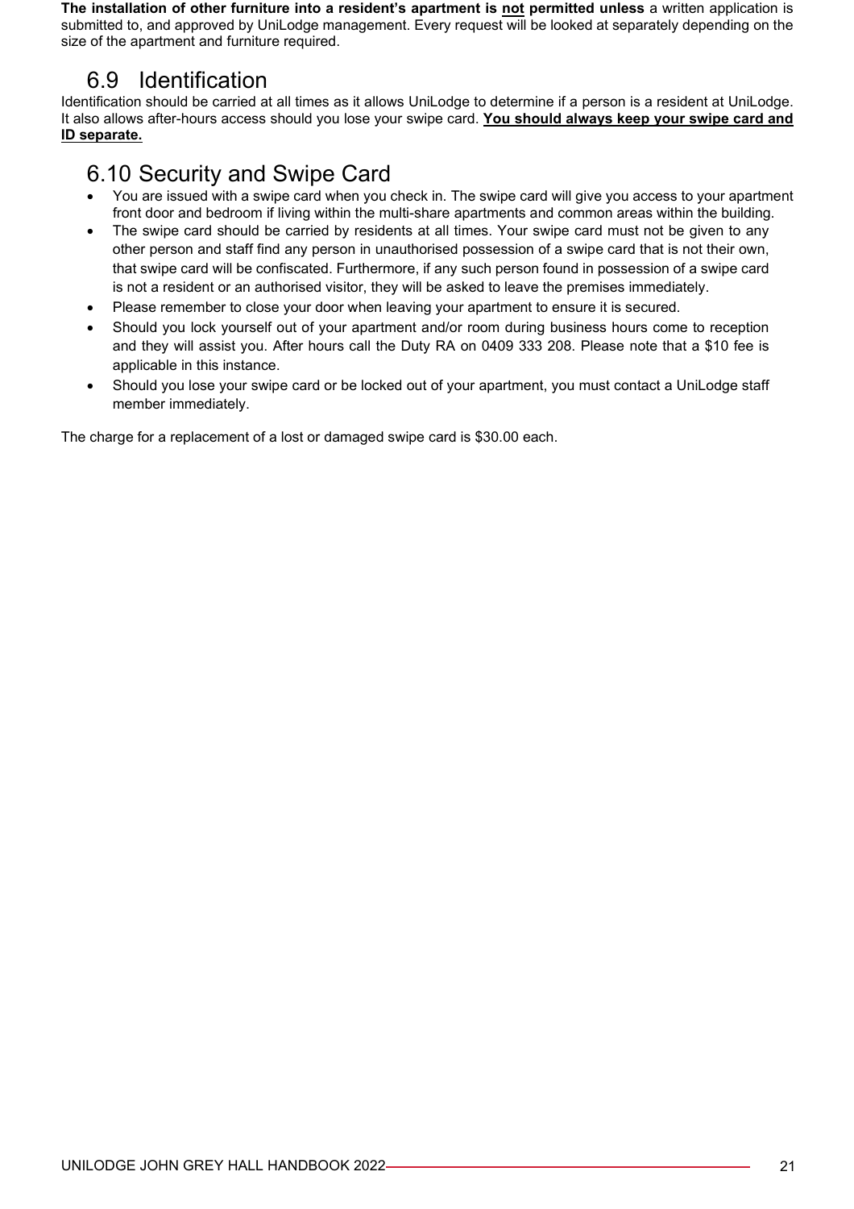**The installation of other furniture into a resident's apartment is <u>not</u> permitted unless** a written application is submitted to, and approved by UniLodge management. Every request will be looked at separately depending on the size of the apartment and furniture required.

## 6.9 Identification

Identification should be carried at all times as it allows UniLodge to determine if a person is a resident at UniLodge. It also allows after-hours access should you lose your swipe card. **<u>You should always keep your swipe card and ID separate.</u>**

## 6.10 Security and Swipe Card

- You are issued with a swipe card when you check in. The swipe card will give you access to your apartment front door and bedroom if living within the multi-share apartments and common areas within the building.
- The swipe card should be carried by residents at all times. Your swipe card must not be given to any other person and staff find any person in unauthorised possession of a swipe card that is not their own, that swipe card will be confiscated. Furthermore, if any such person found in possession of a swipe card is not a resident or an authorised visitor, they will be asked to leave the premises immediately.
- Please remember to close your door when leaving your apartment to ensure it is secured.
- Should you lock yourself out of your apartment and/or room during business hours come to reception and they will assist you. After hours call the Duty RA on 0409 333 208. Please note that a $10 fee is applicable in this instance.
- Should you lose your swipe card or be locked out of your apartment, you must contact a UniLodge staff member immediately.

The charge for a replacement of a lost or damaged swipe card is $30.00 each.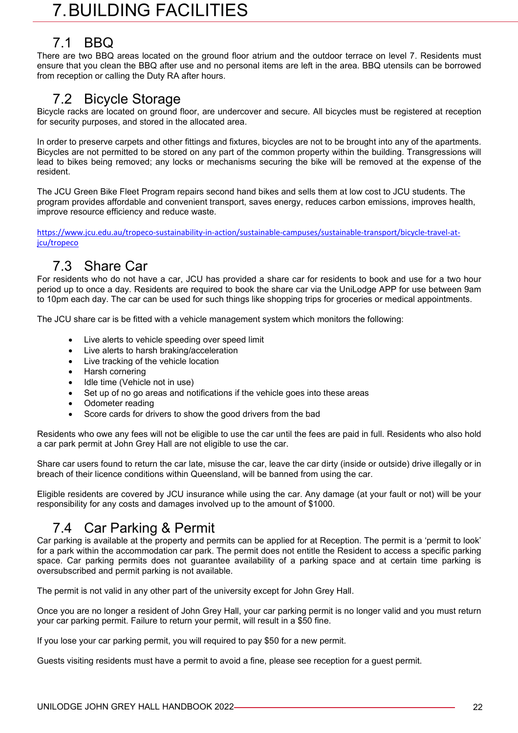# 7. BUILDING FACILITIES

## 7.1 BBQ

There are two BBQ areas located on the ground floor atrium and the outdoor terrace on level 7. Residents must ensure that you clean the BBQ after use and no personal items are left in the area. BBQ utensils can be borrowed from reception or calling the Duty RA after hours.

## 7.2 Bicycle Storage

Bicycle racks are located on ground floor, are undercover and secure. All bicycles must be registered at reception for security purposes, and stored in the allocated area.

In order to preserve carpets and other fittings and fixtures, bicycles are not to be brought into any of the apartments. Bicycles are not permitted to be stored on any part of the common property within the building. Transgressions will lead to bikes being removed; any locks or mechanisms securing the bike will be removed at the expense of the resident.

The JCU Green Bike Fleet Program repairs second hand bikes and sells them at low cost to JCU students. The program provides affordable and convenient transport, saves energy, reduces carbon emissions, improves health, improve resource efficiency and reduce waste.

https://www.jcu.edu.au/tropeco-sustainability-in-action/sustainable-campuses/sustainable-transport/bicycle-travel-at-jcu/tropeco

## 7.3 Share Car

For residents who do not have a car, JCU has provided a share car for residents to book and use for a two hour period up to once a day. Residents are required to book the share car via the UniLodge APP for use between 9am to 10pm each day. The car can be used for such things like shopping trips for groceries or medical appointments.

The JCU share car is be fitted with a vehicle management system which monitors the following:

- Live alerts to vehicle speeding over speed limit
- Live alerts to harsh braking/acceleration
- Live tracking of the vehicle location
- Harsh cornering
- Idle time (Vehicle not in use)
- Set up of no go areas and notifications if the vehicle goes into these areas
- Odometer reading
- Score cards for drivers to show the good drivers from the bad

Residents who owe any fees will not be eligible to use the car until the fees are paid in full. Residents who also hold a car park permit at John Grey Hall are not eligible to use the car.

Share car users found to return the car late, misuse the car, leave the car dirty (inside or outside) drive illegally or in breach of their licence conditions within Queensland, will be banned from using the car.

Eligible residents are covered by JCU insurance while using the car. Any damage (at your fault or not) will be your responsibility for any costs and damages involved up to the amount of $1000.

## 7.4 Car Parking & Permit

Car parking is available at the property and permits can be applied for at Reception. The permit is a 'permit to look' for a park within the accommodation car park. The permit does not entitle the Resident to access a specific parking space. Car parking permits does not guarantee availability of a parking space and at certain time parking is oversubscribed and permit parking is not available.

The permit is not valid in any other part of the university except for John Grey Hall.

Once you are no longer a resident of John Grey Hall, your car parking permit is no longer valid and you must return your car parking permit. Failure to return your permit, will result in a $50 fine.

If you lose your car parking permit, you will required to pay $50 for a new permit.

Guests visiting residents must have a permit to avoid a fine, please see reception for a guest permit.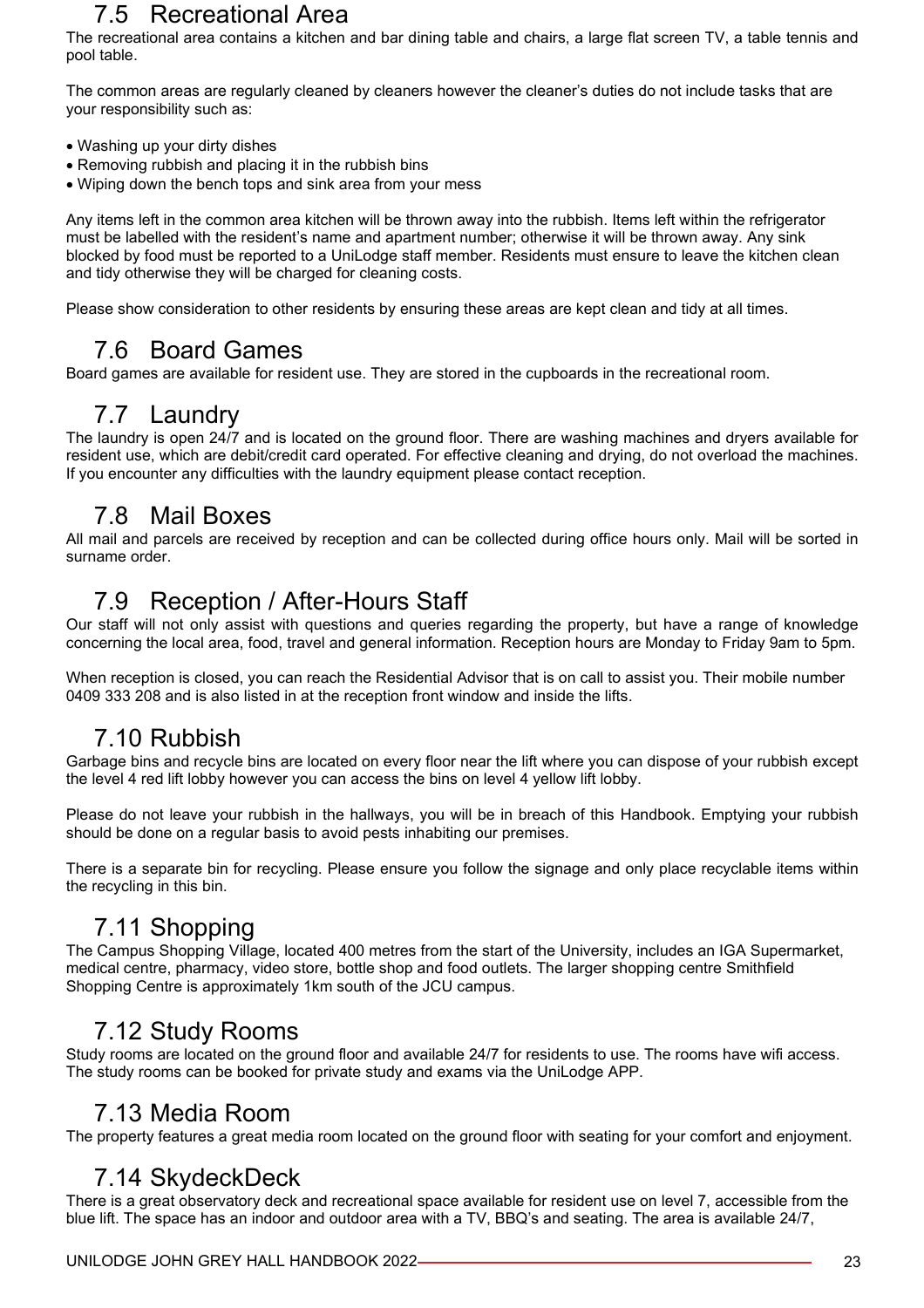## 7.5 Recreational Area

The recreational area contains a kitchen and bar dining table and chairs, a large flat screen TV, a table tennis and pool table.

The common areas are regularly cleaned by cleaners however the cleaner's duties do not include tasks that are your responsibility such as:

- Washing up your dirty dishes
- Removing rubbish and placing it in the rubbish bins
- Wiping down the bench tops and sink area from your mess

Any items left in the common area kitchen will be thrown away into the rubbish. Items left within the refrigerator must be labelled with the resident's name and apartment number; otherwise it will be thrown away. Any sink blocked by food must be reported to a UniLodge staff member. Residents must ensure to leave the kitchen clean and tidy otherwise they will be charged for cleaning costs.

Please show consideration to other residents by ensuring these areas are kept clean and tidy at all times.

## 7.6 Board Games

Board games are available for resident use. They are stored in the cupboards in the recreational room.

## 7.7 Laundry

The laundry is open 24/7 and is located on the ground floor. There are washing machines and dryers available for resident use, which are debit/credit card operated. For effective cleaning and drying, do not overload the machines. If you encounter any difficulties with the laundry equipment please contact reception.

## 7.8 Mail Boxes

All mail and parcels are received by reception and can be collected during office hours only. Mail will be sorted in surname order.

## 7.9 Reception / After-Hours Staff

Our staff will not only assist with questions and queries regarding the property, but have a range of knowledge concerning the local area, food, travel and general information. Reception hours are Monday to Friday 9am to 5pm.

When reception is closed, you can reach the Residential Advisor that is on call to assist you. Their mobile number 0409 333 208 and is also listed in at the reception front window and inside the lifts.

## 7.10 Rubbish

Garbage bins and recycle bins are located on every floor near the lift where you can dispose of your rubbish except the level 4 red lift lobby however you can access the bins on level 4 yellow lift lobby.

Please do not leave your rubbish in the hallways, you will be in breach of this Handbook. Emptying your rubbish should be done on a regular basis to avoid pests inhabiting our premises.

There is a separate bin for recycling. Please ensure you follow the signage and only place recyclable items within the recycling in this bin.

## 7.11 Shopping

The Campus Shopping Village, located 400 metres from the start of the University, includes an IGA Supermarket, medical centre, pharmacy, video store, bottle shop and food outlets. The larger shopping centre Smithfield Shopping Centre is approximately 1km south of the JCU campus.

## 7.12 Study Rooms

Study rooms are located on the ground floor and available 24/7 for residents to use. The rooms have wifi access. The study rooms can be booked for private study and exams via the UniLodge APP.

## 7.13 Media Room

The property features a great media room located on the ground floor with seating for your comfort and enjoyment.

## 7.14 SkydeckDeck

There is a great observatory deck and recreational space available for resident use on level 7, accessible from the blue lift. The space has an indoor and outdoor area with a TV, BBQ's and seating. The area is available 24/7,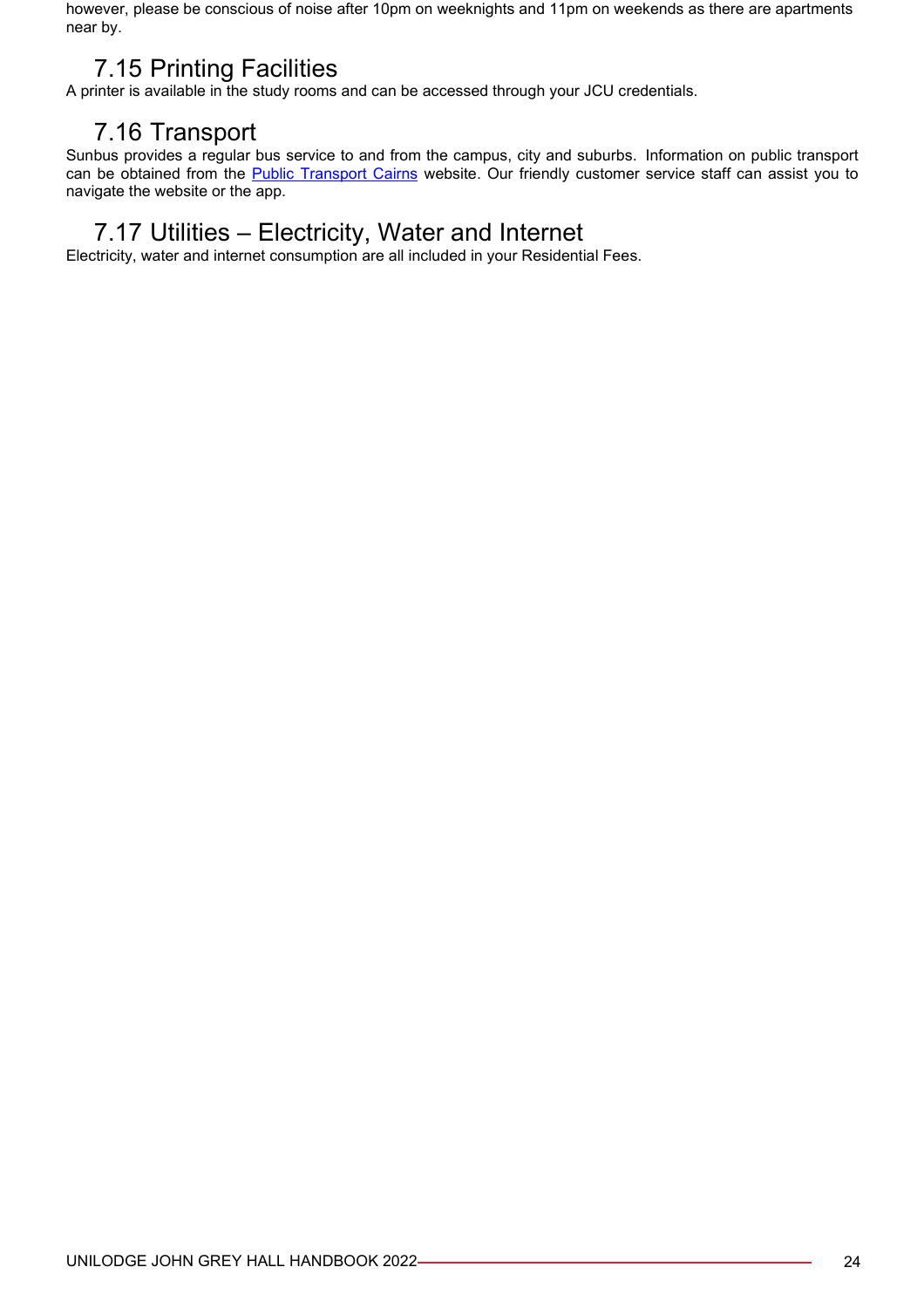however, please be conscious of noise after 10pm on weeknights and 11pm on weekends as there are apartments near by.

## 7.15 Printing Facilities

A printer is available in the study rooms and can be accessed through your JCU credentials.

## 7.16 Transport

Sunbus provides a regular bus service to and from the campus, city and suburbs. Information on public transport can be obtained from the Public Transport Cairns website. Our friendly customer service staff can assist you to navigate the website or the app.

## 7.17 Utilities – Electricity, Water and Internet

Electricity, water and internet consumption are all included in your Residential Fees.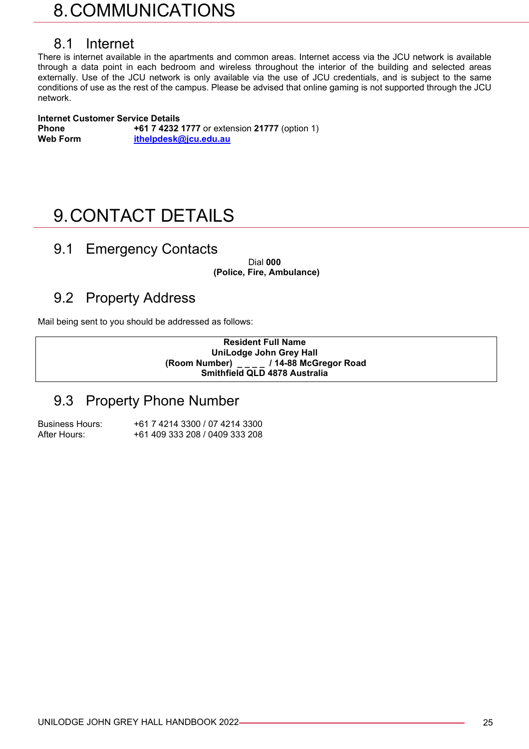# 8. COMMUNICATIONS

## 8.1 Internet

There is internet available in the apartments and common areas. Internet access via the JCU network is available through a data point in each bedroom and wireless throughout the interior of the building and selected areas externally. Use of the JCU network is only available via the use of JCU credentials, and is subject to the same conditions of use as the rest of the campus. Please be advised that online gaming is not supported through the JCU network.

**Internet Customer Service Details**

| | |
|---|---|
| **Phone** | **+61 7 4232 1777** or extension **21777** (option 1) |
| **Web Form** | **ithelpdesk@jcu.edu.au** |

# 9. CONTACT DETAILS

## 9.1 Emergency Contacts

Dial **000**
**(Police, Fire, Ambulance)**

## 9.2 Property Address

Mail being sent to you should be addressed as follows:

**Resident Full Name**
**UniLodge John Grey Hall**
**(Room Number) _ _ _ _ / 14-88 McGregor Road**
**Smithfield QLD 4878 Australia**

## 9.3 Property Phone Number

| | |
|---|---|
| Business Hours: | +61 7 4214 3300 / 07 4214 3300 |
| After Hours: | +61 409 333 208 / 0409 333 208 |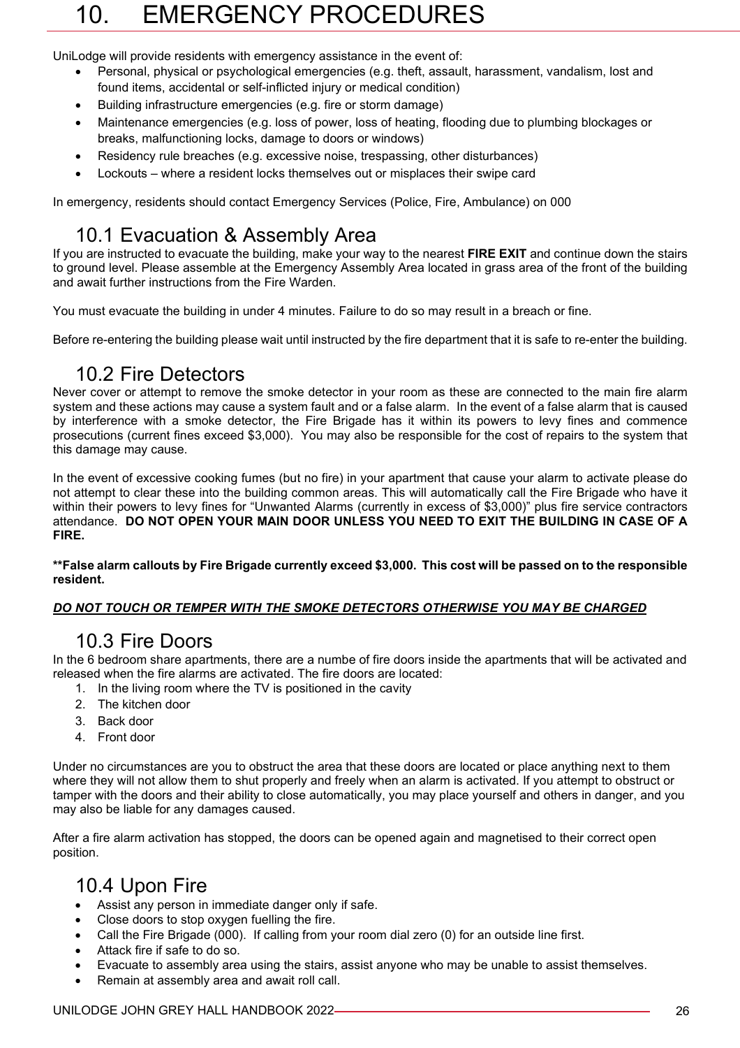# 10. EMERGENCY PROCEDURES

UniLodge will provide residents with emergency assistance in the event of:

- Personal, physical or psychological emergencies (e.g. theft, assault, harassment, vandalism, lost and found items, accidental or self-inflicted injury or medical condition)
- Building infrastructure emergencies (e.g. fire or storm damage)
- Maintenance emergencies (e.g. loss of power, loss of heating, flooding due to plumbing blockages or breaks, malfunctioning locks, damage to doors or windows)
- Residency rule breaches (e.g. excessive noise, trespassing, other disturbances)
- Lockouts – where a resident locks themselves out or misplaces their swipe card

In emergency, residents should contact Emergency Services (Police, Fire, Ambulance) on 000

## 10.1 Evacuation & Assembly Area

If you are instructed to evacuate the building, make your way to the nearest **FIRE EXIT** and continue down the stairs to ground level. Please assemble at the Emergency Assembly Area located in grass area of the front of the building and await further instructions from the Fire Warden.

You must evacuate the building in under 4 minutes. Failure to do so may result in a breach or fine.

Before re-entering the building please wait until instructed by the fire department that it is safe to re-enter the building.

## 10.2 Fire Detectors

Never cover or attempt to remove the smoke detector in your room as these are connected to the main fire alarm system and these actions may cause a system fault and or a false alarm. In the event of a false alarm that is caused by interference with a smoke detector, the Fire Brigade has it within its powers to levy fines and commence prosecutions (current fines exceed $3,000). You may also be responsible for the cost of repairs to the system that this damage may cause.

In the event of excessive cooking fumes (but no fire) in your apartment that cause your alarm to activate please do not attempt to clear these into the building common areas. This will automatically call the Fire Brigade who have it within their powers to levy fines for "Unwanted Alarms (currently in excess of $3,000)" plus fire service contractors attendance. **DO NOT OPEN YOUR MAIN DOOR UNLESS YOU NEED TO EXIT THE BUILDING IN CASE OF A FIRE.**

**\*\*False alarm callouts by Fire Brigade currently exceed $3,000. This cost will be passed on to the responsible resident.**

***<u>DO NOT TOUCH OR TEMPER WITH THE SMOKE DETECTORS OTHERWISE YOU MAY BE CHARGED</u>***

## 10.3 Fire Doors

In the 6 bedroom share apartments, there are a numbe of fire doors inside the apartments that will be activated and released when the fire alarms are activated. The fire doors are located:

1. In the living room where the TV is positioned in the cavity
2. The kitchen door
3. Back door
4. Front door

Under no circumstances are you to obstruct the area that these doors are located or place anything next to them where they will not allow them to shut properly and freely when an alarm is activated. If you attempt to obstruct or tamper with the doors and their ability to close automatically, you may place yourself and others in danger, and you may also be liable for any damages caused.

After a fire alarm activation has stopped, the doors can be opened again and magnetised to their correct open position.

## 10.4 Upon Fire

- Assist any person in immediate danger only if safe.
- Close doors to stop oxygen fuelling the fire.
- Call the Fire Brigade (000). If calling from your room dial zero (0) for an outside line first.
- Attack fire if safe to do so.
- Evacuate to assembly area using the stairs, assist anyone who may be unable to assist themselves.
- Remain at assembly area and await roll call.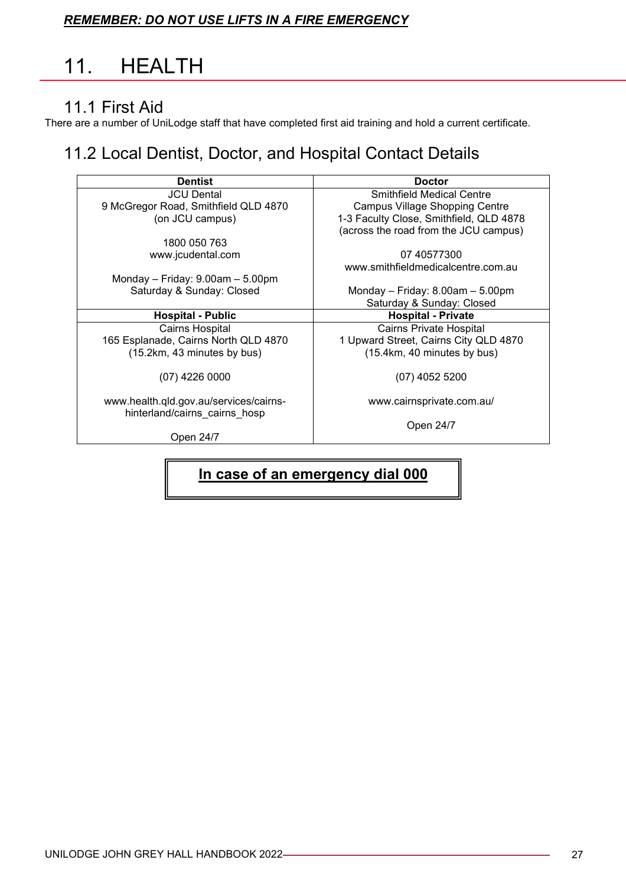***REMEMBER: DO NOT USE LIFTS IN A FIRE EMERGENCY***

# 11. HEALTH

## 11.1 First Aid

There are a number of UniLodge staff that have completed first aid training and hold a current certificate.

## 11.2 Local Dentist, Doctor, and Hospital Contact Details

| **Dentist** | **Doctor** |
|---|---|
| JCU Dental<br>9 McGregor Road, Smithfield QLD 4870<br>(on JCU campus)<br><br>1800 050 763<br>www.jcudental.com<br><br>Monday – Friday: 9.00am – 5.00pm<br>Saturday & Sunday: Closed | Smithfield Medical Centre<br>Campus Village Shopping Centre<br>1-3 Faculty Close, Smithfield, QLD 4878<br>(across the road from the JCU campus)<br><br>07 40577300<br>www.smithfieldmedicalcentre.com.au<br><br>Monday – Friday: 8.00am – 5.00pm<br>Saturday & Sunday: Closed |
| **Hospital - Public** | **Hospital - Private** |
| Cairns Hospital<br>165 Esplanade, Cairns North QLD 4870<br>(15.2km, 43 minutes by bus)<br><br>(07) 4226 0000<br><br>www.health.qld.gov.au/services/cairns-hinterland/cairns_cairns_hosp<br><br>Open 24/7 | Cairns Private Hospital<br>1 Upward Street, Cairns City QLD 4870<br>(15.4km, 40 minutes by bus)<br><br>(07) 4052 5200<br><br>www.cairnsprivate.com.au/<br><br>Open 24/7 |

**<u>In case of an emergency dial 000</u>**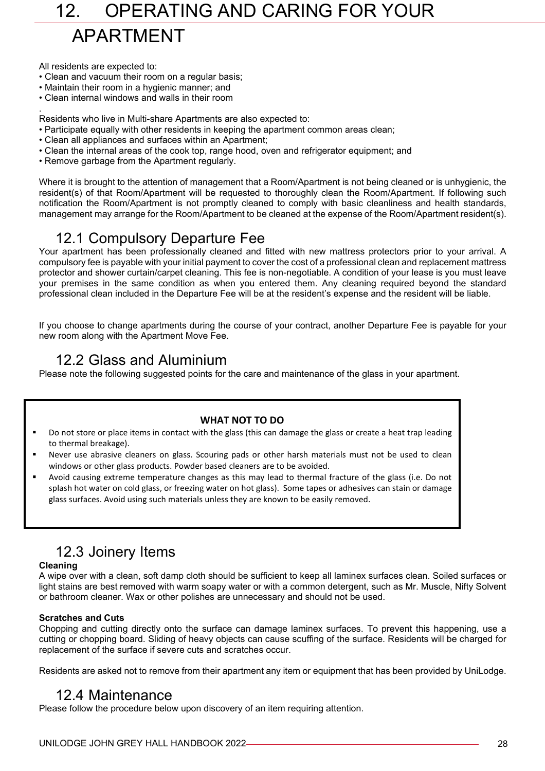# 12. OPERATING AND CARING FOR YOUR APARTMENT

All residents are expected to:

- Clean and vacuum their room on a regular basis;
- Maintain their room in a hygienic manner; and
- Clean internal windows and walls in their room

.

Residents who live in Multi-share Apartments are also expected to:

- Participate equally with other residents in keeping the apartment common areas clean;
- Clean all appliances and surfaces within an Apartment;
- Clean the internal areas of the cook top, range hood, oven and refrigerator equipment; and
- Remove garbage from the Apartment regularly.

Where it is brought to the attention of management that a Room/Apartment is not being cleaned or is unhygienic, the resident(s) of that Room/Apartment will be requested to thoroughly clean the Room/Apartment. If following such notification the Room/Apartment is not promptly cleaned to comply with basic cleanliness and health standards, management may arrange for the Room/Apartment to be cleaned at the expense of the Room/Apartment resident(s).

## 12.1 Compulsory Departure Fee

Your apartment has been professionally cleaned and fitted with new mattress protectors prior to your arrival. A compulsory fee is payable with your initial payment to cover the cost of a professional clean and replacement mattress protector and shower curtain/carpet cleaning. This fee is non-negotiable. A condition of your lease is you must leave your premises in the same condition as when you entered them. Any cleaning required beyond the standard professional clean included in the Departure Fee will be at the resident's expense and the resident will be liable.

If you choose to change apartments during the course of your contract, another Departure Fee is payable for your new room along with the Apartment Move Fee.

## 12.2 Glass and Aluminium

Please note the following suggested points for the care and maintenance of the glass in your apartment.

**WHAT NOT TO DO**

- Do not store or place items in contact with the glass (this can damage the glass or create a heat trap leading to thermal breakage).
- Never use abrasive cleaners on glass. Scouring pads or other harsh materials must not be used to clean windows or other glass products. Powder based cleaners are to be avoided.
- Avoid causing extreme temperature changes as this may lead to thermal fracture of the glass (i.e. Do not splash hot water on cold glass, or freezing water on hot glass). Some tapes or adhesives can stain or damage glass surfaces. Avoid using such materials unless they are known to be easily removed.

## 12.3 Joinery Items

**Cleaning**

A wipe over with a clean, soft damp cloth should be sufficient to keep all laminex surfaces clean. Soiled surfaces or light stains are best removed with warm soapy water or with a common detergent, such as Mr. Muscle, Nifty Solvent or bathroom cleaner. Wax or other polishes are unnecessary and should not be used.

**Scratches and Cuts**

Chopping and cutting directly onto the surface can damage laminex surfaces. To prevent this happening, use a cutting or chopping board. Sliding of heavy objects can cause scuffing of the surface. Residents will be charged for replacement of the surface if severe cuts and scratches occur.

Residents are asked not to remove from their apartment any item or equipment that has been provided by UniLodge.

## 12.4 Maintenance

Please follow the procedure below upon discovery of an item requiring attention.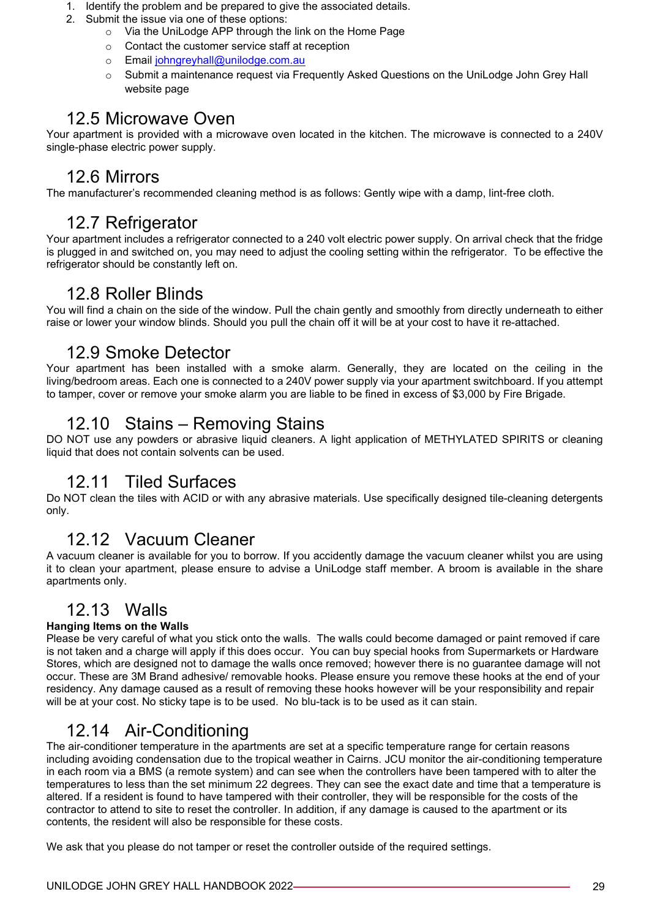1. Identify the problem and be prepared to give the associated details.
2. Submit the issue via one of these options:
   - Via the UniLodge APP through the link on the Home Page
   - Contact the customer service staff at reception
   - Email johngreyhall@unilodge.com.au
   - Submit a maintenance request via Frequently Asked Questions on the UniLodge John Grey Hall website page

## 12.5 Microwave Oven

Your apartment is provided with a microwave oven located in the kitchen. The microwave is connected to a 240V single-phase electric power supply.

## 12.6 Mirrors

The manufacturer's recommended cleaning method is as follows: Gently wipe with a damp, lint-free cloth.

## 12.7 Refrigerator

Your apartment includes a refrigerator connected to a 240 volt electric power supply. On arrival check that the fridge is plugged in and switched on, you may need to adjust the cooling setting within the refrigerator. To be effective the refrigerator should be constantly left on.

## 12.8 Roller Blinds

You will find a chain on the side of the window. Pull the chain gently and smoothly from directly underneath to either raise or lower your window blinds. Should you pull the chain off it will be at your cost to have it re-attached.

## 12.9 Smoke Detector

Your apartment has been installed with a smoke alarm. Generally, they are located on the ceiling in the living/bedroom areas. Each one is connected to a 240V power supply via your apartment switchboard. If you attempt to tamper, cover or remove your smoke alarm you are liable to be fined in excess of $3,000 by Fire Brigade.

## 12.10 Stains – Removing Stains

DO NOT use any powders or abrasive liquid cleaners. A light application of METHYLATED SPIRITS or cleaning liquid that does not contain solvents can be used.

## 12.11 Tiled Surfaces

Do NOT clean the tiles with ACID or with any abrasive materials. Use specifically designed tile-cleaning detergents only.

## 12.12 Vacuum Cleaner

A vacuum cleaner is available for you to borrow. If you accidently damage the vacuum cleaner whilst you are using it to clean your apartment, please ensure to advise a UniLodge staff member. A broom is available in the share apartments only.

## 12.13 Walls

**Hanging Items on the Walls**

Please be very careful of what you stick onto the walls. The walls could become damaged or paint removed if care is not taken and a charge will apply if this does occur. You can buy special hooks from Supermarkets or Hardware Stores, which are designed not to damage the walls once removed; however there is no guarantee damage will not occur. These are 3M Brand adhesive/ removable hooks. Please ensure you remove these hooks at the end of your residency. Any damage caused as a result of removing these hooks however will be your responsibility and repair will be at your cost. No sticky tape is to be used. No blu-tack is to be used as it can stain.

## 12.14 Air-Conditioning

The air-conditioner temperature in the apartments are set at a specific temperature range for certain reasons including avoiding condensation due to the tropical weather in Cairns. JCU monitor the air-conditioning temperature in each room via a BMS (a remote system) and can see when the controllers have been tampered with to alter the temperatures to less than the set minimum 22 degrees. They can see the exact date and time that a temperature is altered. If a resident is found to have tampered with their controller, they will be responsible for the costs of the contractor to attend to site to reset the controller. In addition, if any damage is caused to the apartment or its contents, the resident will also be responsible for these costs.

We ask that you please do not tamper or reset the controller outside of the required settings.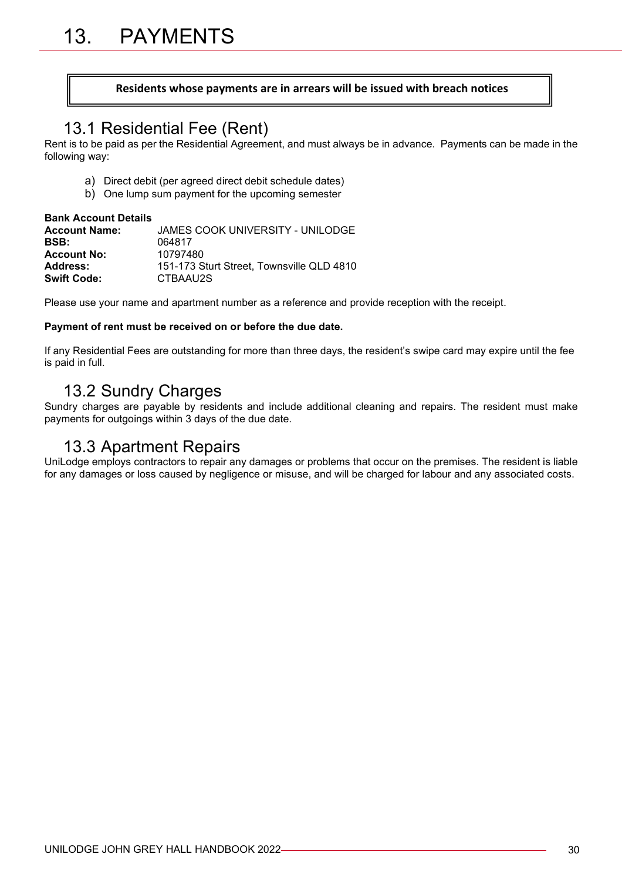# 13. PAYMENTS

**Residents whose payments are in arrears will be issued with breach notices**

## 13.1 Residential Fee (Rent)

Rent is to be paid as per the Residential Agreement, and must always be in advance. Payments can be made in the following way:

a) Direct debit (per agreed direct debit schedule dates)
b) One lump sum payment for the upcoming semester

**Bank Account Details**

| | |
|---|---|
| **Account Name:** | JAMES COOK UNIVERSITY - UNILODGE |
| **BSB:** | 064817 |
| **Account No:** | 10797480 |
| **Address:** | 151-173 Sturt Street, Townsville QLD 4810 |
| **Swift Code:** | CTBAAU2S |

Please use your name and apartment number as a reference and provide reception with the receipt.

**Payment of rent must be received on or before the due date.**

If any Residential Fees are outstanding for more than three days, the resident's swipe card may expire until the fee is paid in full.

## 13.2 Sundry Charges

Sundry charges are payable by residents and include additional cleaning and repairs. The resident must make payments for outgoings within 3 days of the due date.

## 13.3 Apartment Repairs

UniLodge employs contractors to repair any damages or problems that occur on the premises. The resident is liable for any damages or loss caused by negligence or misuse, and will be charged for labour and any associated costs.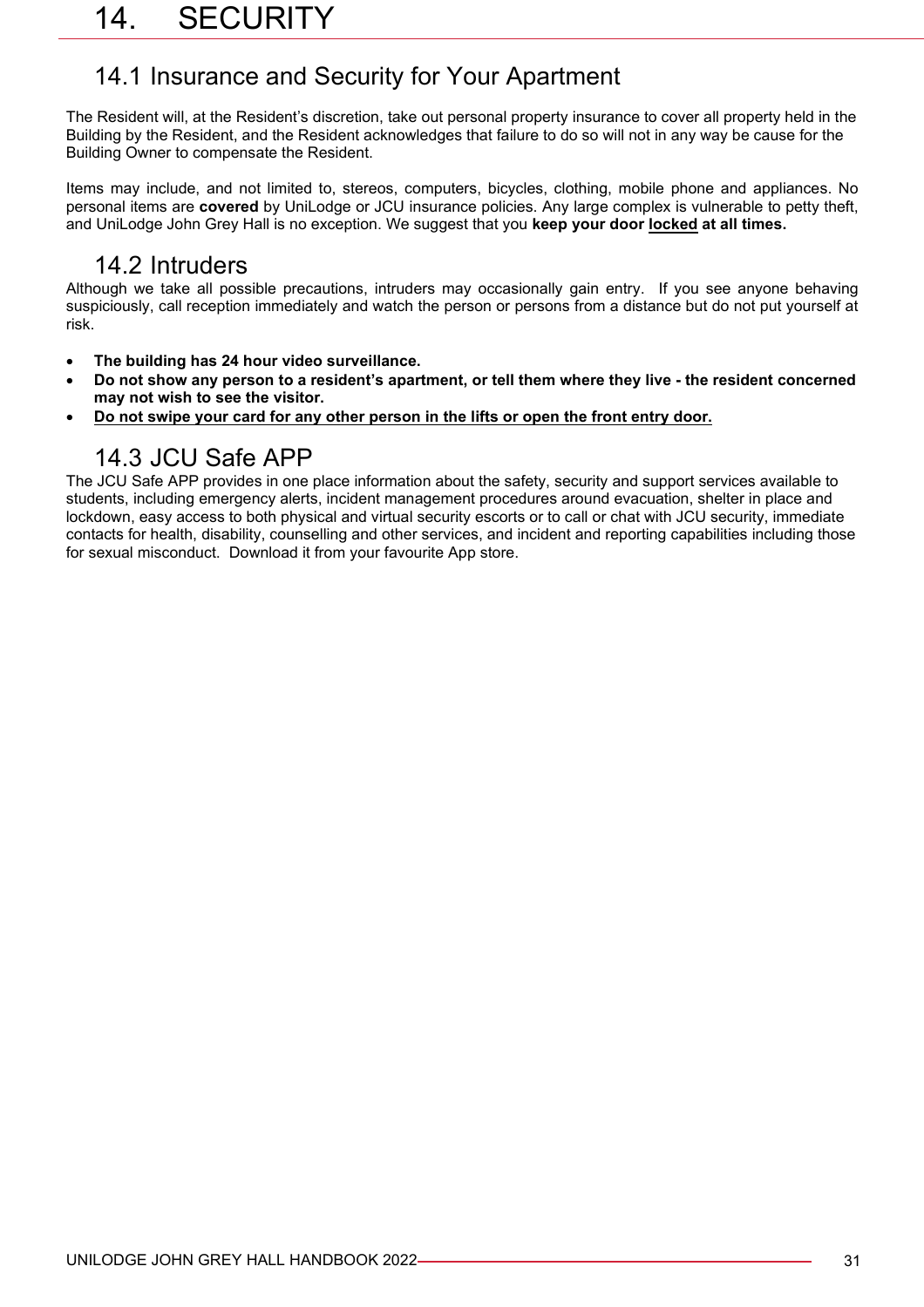# 14. SECURITY

## 14.1 Insurance and Security for Your Apartment

The Resident will, at the Resident's discretion, take out personal property insurance to cover all property held in the Building by the Resident, and the Resident acknowledges that failure to do so will not in any way be cause for the Building Owner to compensate the Resident.

Items may include, and not limited to, stereos, computers, bicycles, clothing, mobile phone and appliances. No personal items are **covered** by UniLodge or JCU insurance policies. Any large complex is vulnerable to petty theft, and UniLodge John Grey Hall is no exception. We suggest that you **keep your door <u>locked</u> at all times.**

## 14.2 Intruders

Although we take all possible precautions, intruders may occasionally gain entry. If you see anyone behaving suspiciously, call reception immediately and watch the person or persons from a distance but do not put yourself at risk.

- **The building has 24 hour video surveillance.**
- **Do not show any person to a resident's apartment, or tell them where they live - the resident concerned may not wish to see the visitor.**
- **<u>Do not swipe your card for any other person in the lifts or open the front entry door.</u>**

## 14.3 JCU Safe APP

The JCU Safe APP provides in one place information about the safety, security and support services available to students, including emergency alerts, incident management procedures around evacuation, shelter in place and lockdown, easy access to both physical and virtual security escorts or to call or chat with JCU security, immediate contacts for health, disability, counselling and other services, and incident and reporting capabilities including those for sexual misconduct. Download it from your favourite App store.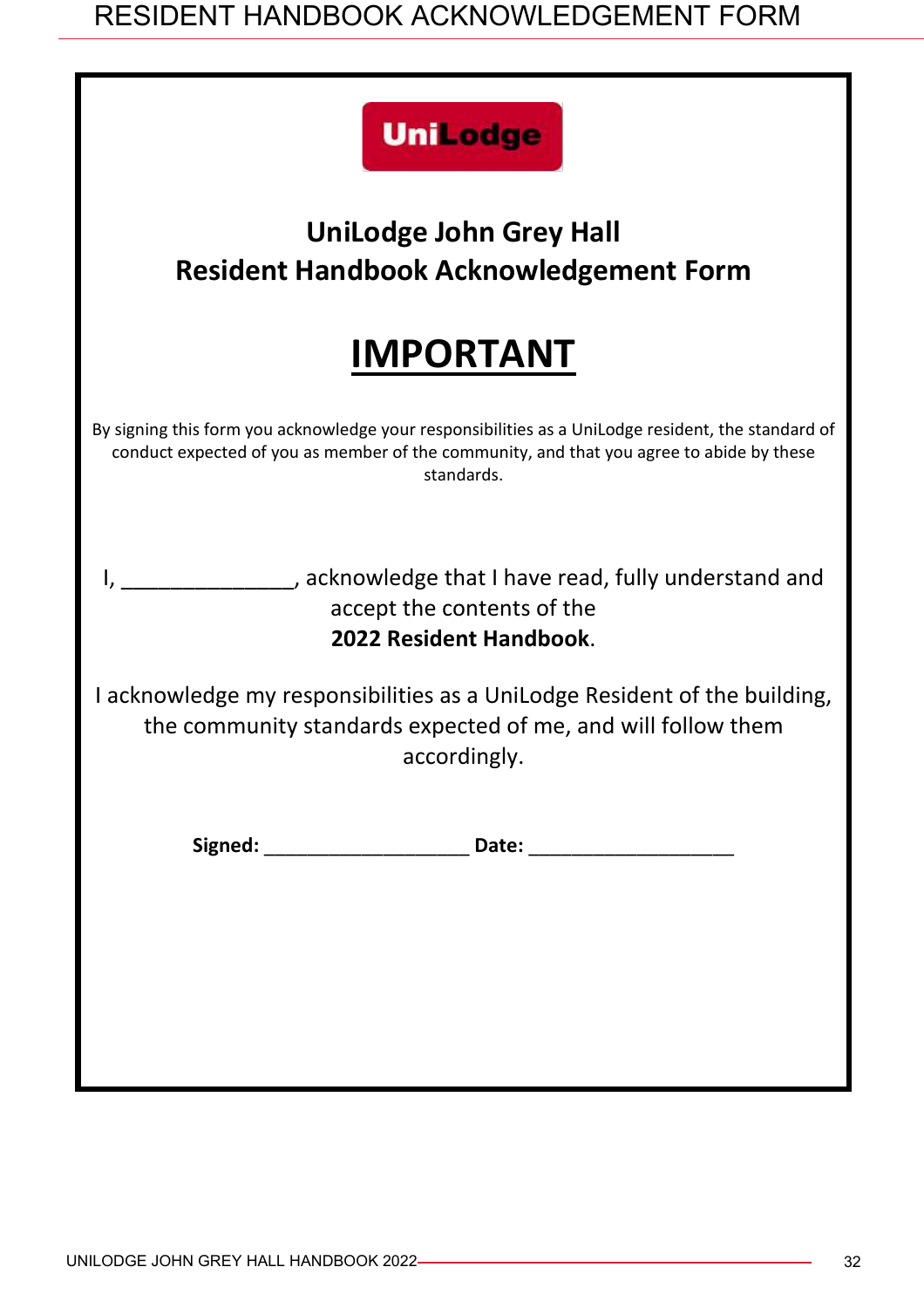UniLodge

# UniLodge John Grey Hall
# Resident Handbook Acknowledgement Form

## IMPORTANT

By signing this form you acknowledge your responsibilities as a UniLodge resident, the standard of conduct expected of you as member of the community, and that you agree to abide by these standards.

I, _______________, acknowledge that I have read, fully understand and accept the contents of the **2022 Resident Handbook**.

I acknowledge my responsibilities as a UniLodge Resident of the building, the community standards expected of me, and will follow them accordingly.

**Signed:** ___________________ **Date:** ___________________